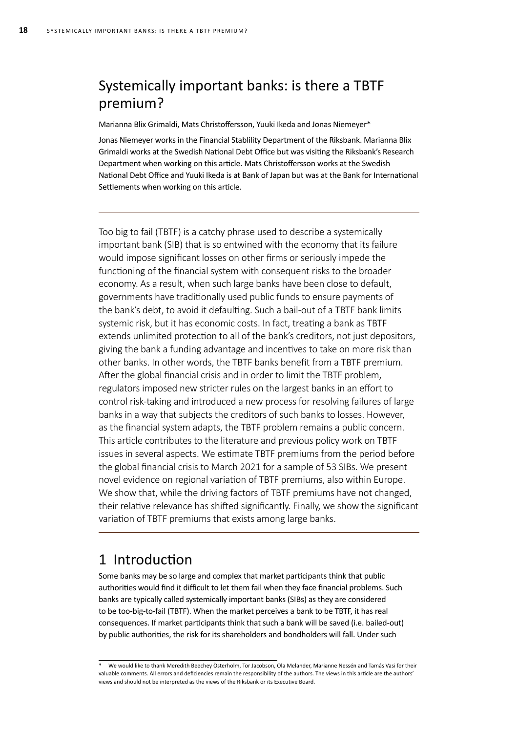# Systemically important banks: is there a TBTF premium?

Marianna Blix Grimaldi, Mats Christoffersson, Yuuki Ikeda and Jonas Niemeyer*

Jonas Niemeyer works in the Financial Stablility Department of the Riksbank. Marianna Blix Grimaldi works at the Swedish National Debt Office but was visiting the Riksbank's Research Department when working on this article. Mats Christoffersson works at the Swedish National Debt Office and Yuuki Ikeda is at Bank of Japan but was at the Bank for International Settlements when working on this article.

---

Too big to fail (TBTF) is a catchy phrase used to describe a systemically important bank (SIB) that is so entwined with the economy that its failure would impose significant losses on other firms or seriously impede the functioning of the financial system with consequent risks to the broader economy. As a result, when such large banks have been close to default, governments have traditionally used public funds to ensure payments of the bank's debt, to avoid it defaulting. Such a bail-out of a TBTF bank limits systemic risk, but it has economic costs. In fact, treating a bank as TBTF extends unlimited protection to all of the bank's creditors, not just depositors, giving the bank a funding advantage and incentives to take on more risk than other banks. In other words, the TBTF banks benefit from a TBTF premium. After the global financial crisis and in order to limit the TBTF problem, regulators imposed new stricter rules on the largest banks in an effort to control risk-taking and introduced a new process for resolving failures of large banks in a way that subjects the creditors of such banks to losses. However, as the financial system adapts, the TBTF problem remains a public concern. This article contributes to the literature and previous policy work on TBTF issues in several aspects. We estimate TBTF premiums from the period before the global financial crisis to March 2021 for a sample of 53 SIBs. We present novel evidence on regional variation of TBTF premiums, also within Europe. We show that, while the driving factors of TBTF premiums have not changed, their relative relevance has shifted significantly. Finally, we show the significant variation of TBTF premiums that exists among large banks.

---

## 1 Introduction

Some banks may be so large and complex that market participants think that public authorities would find it difficult to let them fail when they face financial problems. Such banks are typically called systemically important banks (SIBs) as they are considered to be too-big-to-fail (TBTF). When the market perceives a bank to be TBTF, it has real consequences. If market participants think that such a bank will be saved (i.e. bailed-out) by public authorities, the risk for its shareholders and bondholders will fall. Under such

---

* We would like to thank Meredith Beechey Österholm, Tor Jacobson, Ola Melander, Marianne Nessén and Tamás Vasi for their valuable comments. All errors and deficiencies remain the responsibility of the authors. The views in this article are the authors' views and should not be interpreted as the views of the Riksbank or its Executive Board.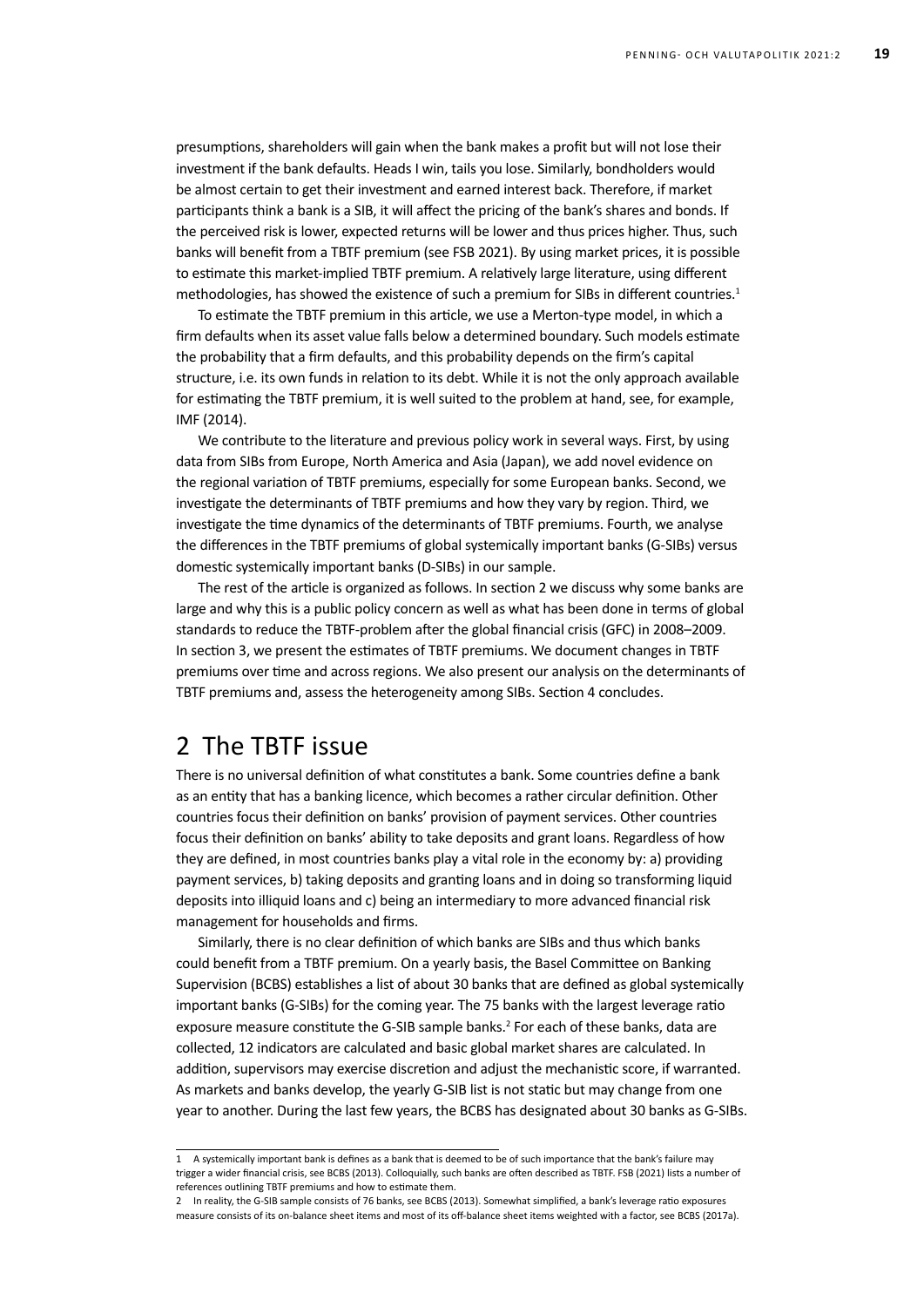presumptions, shareholders will gain when the bank makes a profit but will not lose their investment if the bank defaults. Heads I win, tails you lose. Similarly, bondholders would be almost certain to get their investment and earned interest back. Therefore, if market participants think a bank is a SIB, it will affect the pricing of the bank's shares and bonds. If the perceived risk is lower, expected returns will be lower and thus prices higher. Thus, such banks will benefit from a TBTF premium (see FSB 2021). By using market prices, it is possible to estimate this market-implied TBTF premium. A relatively large literature, using different methodologies, has showed the existence of such a premium for SIBs in different countries.[1]

To estimate the TBTF premium in this article, we use a Merton-type model, in which a firm defaults when its asset value falls below a determined boundary. Such models estimate the probability that a firm defaults, and this probability depends on the firm's capital structure, i.e. its own funds in relation to its debt. While it is not the only approach available for estimating the TBTF premium, it is well suited to the problem at hand, see, for example, IMF (2014).

We contribute to the literature and previous policy work in several ways. First, by using data from SIBs from Europe, North America and Asia (Japan), we add novel evidence on the regional variation of TBTF premiums, especially for some European banks. Second, we investigate the determinants of TBTF premiums and how they vary by region. Third, we investigate the time dynamics of the determinants of TBTF premiums. Fourth, we analyse the differences in the TBTF premiums of global systemically important banks (G-SIBs) versus domestic systemically important banks (D-SIBs) in our sample.

The rest of the article is organized as follows. In section 2 we discuss why some banks are large and why this is a public policy concern as well as what has been done in terms of global standards to reduce the TBTF-problem after the global financial crisis (GFC) in 2008–2009. In section 3, we present the estimates of TBTF premiums. We document changes in TBTF premiums over time and across regions. We also present our analysis on the determinants of TBTF premiums and, assess the heterogeneity among SIBs. Section 4 concludes.

## 2 The TBTF issue

There is no universal definition of what constitutes a bank. Some countries define a bank as an entity that has a banking licence, which becomes a rather circular definition. Other countries focus their definition on banks' provision of payment services. Other countries focus their definition on banks' ability to take deposits and grant loans. Regardless of how they are defined, in most countries banks play a vital role in the economy by: a) providing payment services, b) taking deposits and granting loans and in doing so transforming liquid deposits into illiquid loans and c) being an intermediary to more advanced financial risk management for households and firms.

Similarly, there is no clear definition of which banks are SIBs and thus which banks could benefit from a TBTF premium. On a yearly basis, the Basel Committee on Banking Supervision (BCBS) establishes a list of about 30 banks that are defined as global systemically important banks (G-SIBs) for the coming year. The 75 banks with the largest leverage ratio exposure measure constitute the G-SIB sample banks.[2] For each of these banks, data are collected, 12 indicators are calculated and basic global market shares are calculated. In addition, supervisors may exercise discretion and adjust the mechanistic score, if warranted. As markets and banks develop, the yearly G-SIB list is not static but may change from one year to another. During the last few years, the BCBS has designated about 30 banks as G-SIBs.

---

1 A systemically important bank is defines as a bank that is deemed to be of such importance that the bank's failure may trigger a wider financial crisis, see BCBS (2013). Colloquially, such banks are often described as TBTF. FSB (2021) lists a number of references outlining TBTF premiums and how to estimate them.

2 In reality, the G-SIB sample consists of 76 banks, see BCBS (2013). Somewhat simplified, a bank's leverage ratio exposures measure consists of its on-balance sheet items and most of its off-balance sheet items weighted with a factor, see BCBS (2017a).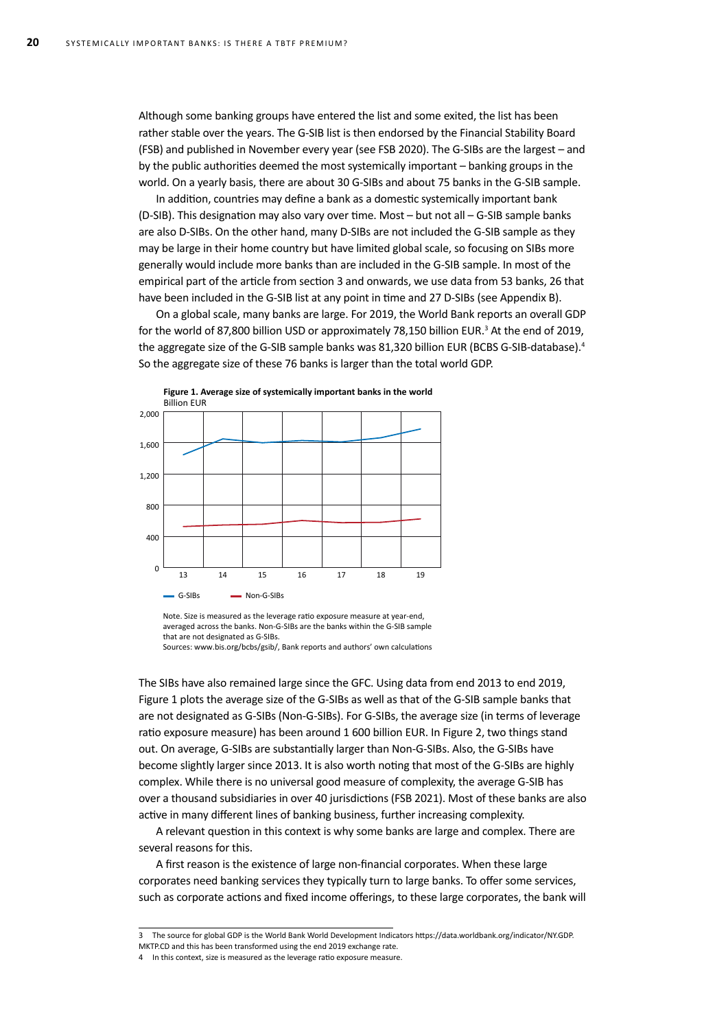Although some banking groups have entered the list and some exited, the list has been rather stable over the years. The G-SIB list is then endorsed by the Financial Stability Board (FSB) and published in November every year (see FSB 2020). The G-SIBs are the largest – and by the public authorities deemed the most systemically important – banking groups in the world. On a yearly basis, there are about 30 G-SIBs and about 75 banks in the G-SIB sample.

In addition, countries may define a bank as a domestic systemically important bank (D-SIB). This designation may also vary over time. Most – but not all – G-SIB sample banks are also D-SIBs. On the other hand, many D-SIBs are not included the G-SIB sample as they may be large in their home country but have limited global scale, so focusing on SIBs more generally would include more banks than are included in the G-SIB sample. In most of the empirical part of the article from section 3 and onwards, we use data from 53 banks, 26 that have been included in the G-SIB list at any point in time and 27 D-SIBs (see Appendix B).

On a global scale, many banks are large. For 2019, the World Bank reports an overall GDP for the world of 87,800 billion USD or approximately 78,150 billion EUR.[3] At the end of 2019, the aggregate size of the G-SIB sample banks was 81,320 billion EUR (BCBS G-SIB-database).[4] So the aggregate size of these 76 banks is larger than the total world GDP.

**Figure 1. Average size of systemically important banks in the world**
Billion EUR

Note. Size is measured as the leverage ratio exposure measure at year-end, averaged across the banks. Non-G-SIBs are the banks within the G-SIB sample that are not designated as G-SIBs.
Sources: www.bis.org/bcbs/gsib/, Bank reports and authors' own calculations

The SIBs have also remained large since the GFC. Using data from end 2013 to end 2019, Figure 1 plots the average size of the G-SIBs as well as that of the G-SIB sample banks that are not designated as G-SIBs (Non-G-SIBs). For G-SIBs, the average size (in terms of leverage ratio exposure measure) has been around 1 600 billion EUR. In Figure 2, two things stand out. On average, G-SIBs are substantially larger than Non-G-SIBs. Also, the G-SIBs have become slightly larger since 2013. It is also worth noting that most of the G-SIBs are highly complex. While there is no universal good measure of complexity, the average G-SIB has over a thousand subsidiaries in over 40 jurisdictions (FSB 2021). Most of these banks are also active in many different lines of banking business, further increasing complexity.

A relevant question in this context is why some banks are large and complex. There are several reasons for this.

A first reason is the existence of large non-financial corporates. When these large corporates need banking services they typically turn to large banks. To offer some services, such as corporate actions and fixed income offerings, to these large corporates, the bank will

---

3 The source for global GDP is the World Bank World Development Indicators https://data.worldbank.org/indicator/NY.GDP.MKTP.CD and this has been transformed using the end 2019 exchange rate.

4 In this context, size is measured as the leverage ratio exposure measure.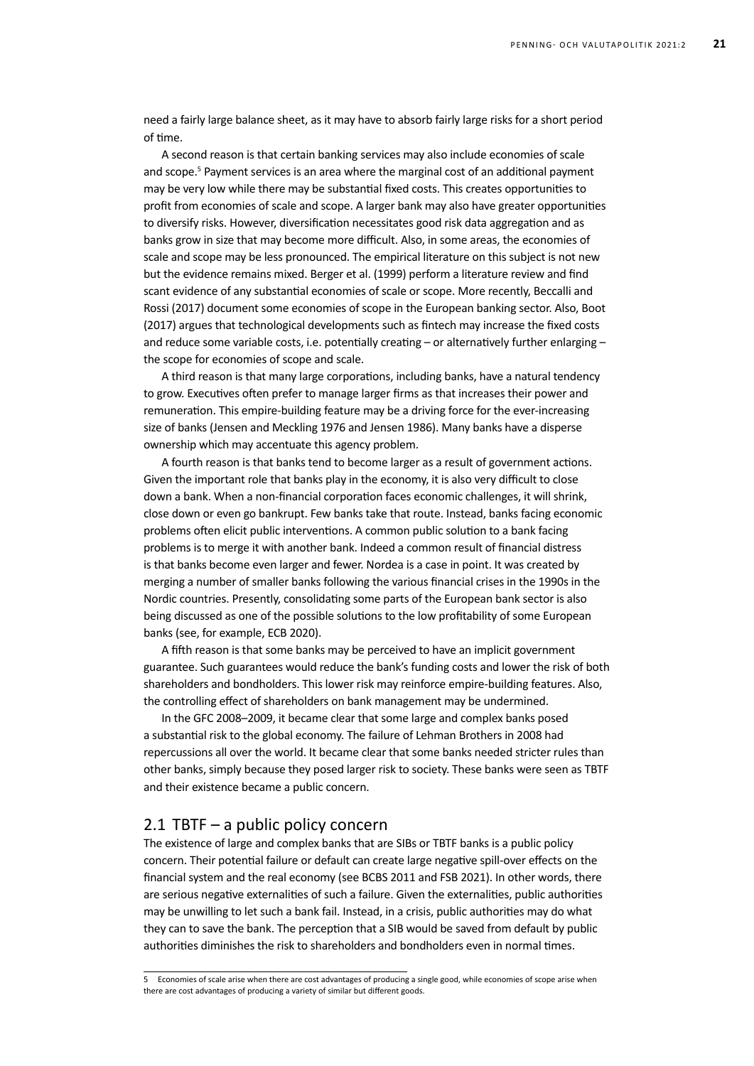need a fairly large balance sheet, as it may have to absorb fairly large risks for a short period of time.

A second reason is that certain banking services may also include economies of scale and scope.[5] Payment services is an area where the marginal cost of an additional payment may be very low while there may be substantial fixed costs. This creates opportunities to profit from economies of scale and scope. A larger bank may also have greater opportunities to diversify risks. However, diversification necessitates good risk data aggregation and as banks grow in size that may become more difficult. Also, in some areas, the economies of scale and scope may be less pronounced. The empirical literature on this subject is not new but the evidence remains mixed. Berger et al. (1999) perform a literature review and find scant evidence of any substantial economies of scale or scope. More recently, Beccalli and Rossi (2017) document some economies of scope in the European banking sector. Also, Boot (2017) argues that technological developments such as fintech may increase the fixed costs and reduce some variable costs, i.e. potentially creating – or alternatively further enlarging – the scope for economies of scope and scale.

A third reason is that many large corporations, including banks, have a natural tendency to grow. Executives often prefer to manage larger firms as that increases their power and remuneration. This empire-building feature may be a driving force for the ever-increasing size of banks (Jensen and Meckling 1976 and Jensen 1986). Many banks have a disperse ownership which may accentuate this agency problem.

A fourth reason is that banks tend to become larger as a result of government actions. Given the important role that banks play in the economy, it is also very difficult to close down a bank. When a non-financial corporation faces economic challenges, it will shrink, close down or even go bankrupt. Few banks take that route. Instead, banks facing economic problems often elicit public interventions. A common public solution to a bank facing problems is to merge it with another bank. Indeed a common result of financial distress is that banks become even larger and fewer. Nordea is a case in point. It was created by merging a number of smaller banks following the various financial crises in the 1990s in the Nordic countries. Presently, consolidating some parts of the European bank sector is also being discussed as one of the possible solutions to the low profitability of some European banks (see, for example, ECB 2020).

A fifth reason is that some banks may be perceived to have an implicit government guarantee. Such guarantees would reduce the bank's funding costs and lower the risk of both shareholders and bondholders. This lower risk may reinforce empire-building features. Also, the controlling effect of shareholders on bank management may be undermined.

In the GFC 2008–2009, it became clear that some large and complex banks posed a substantial risk to the global economy. The failure of Lehman Brothers in 2008 had repercussions all over the world. It became clear that some banks needed stricter rules than other banks, simply because they posed larger risk to society. These banks were seen as TBTF and their existence became a public concern.

## 2.1 TBTF – a public policy concern

The existence of large and complex banks that are SIBs or TBTF banks is a public policy concern. Their potential failure or default can create large negative spill-over effects on the financial system and the real economy (see BCBS 2011 and FSB 2021). In other words, there are serious negative externalities of such a failure. Given the externalities, public authorities may be unwilling to let such a bank fail. Instead, in a crisis, public authorities may do what they can to save the bank. The perception that a SIB would be saved from default by public authorities diminishes the risk to shareholders and bondholders even in normal times.

---

5 Economies of scale arise when there are cost advantages of producing a single good, while economies of scope arise when there are cost advantages of producing a variety of similar but different goods.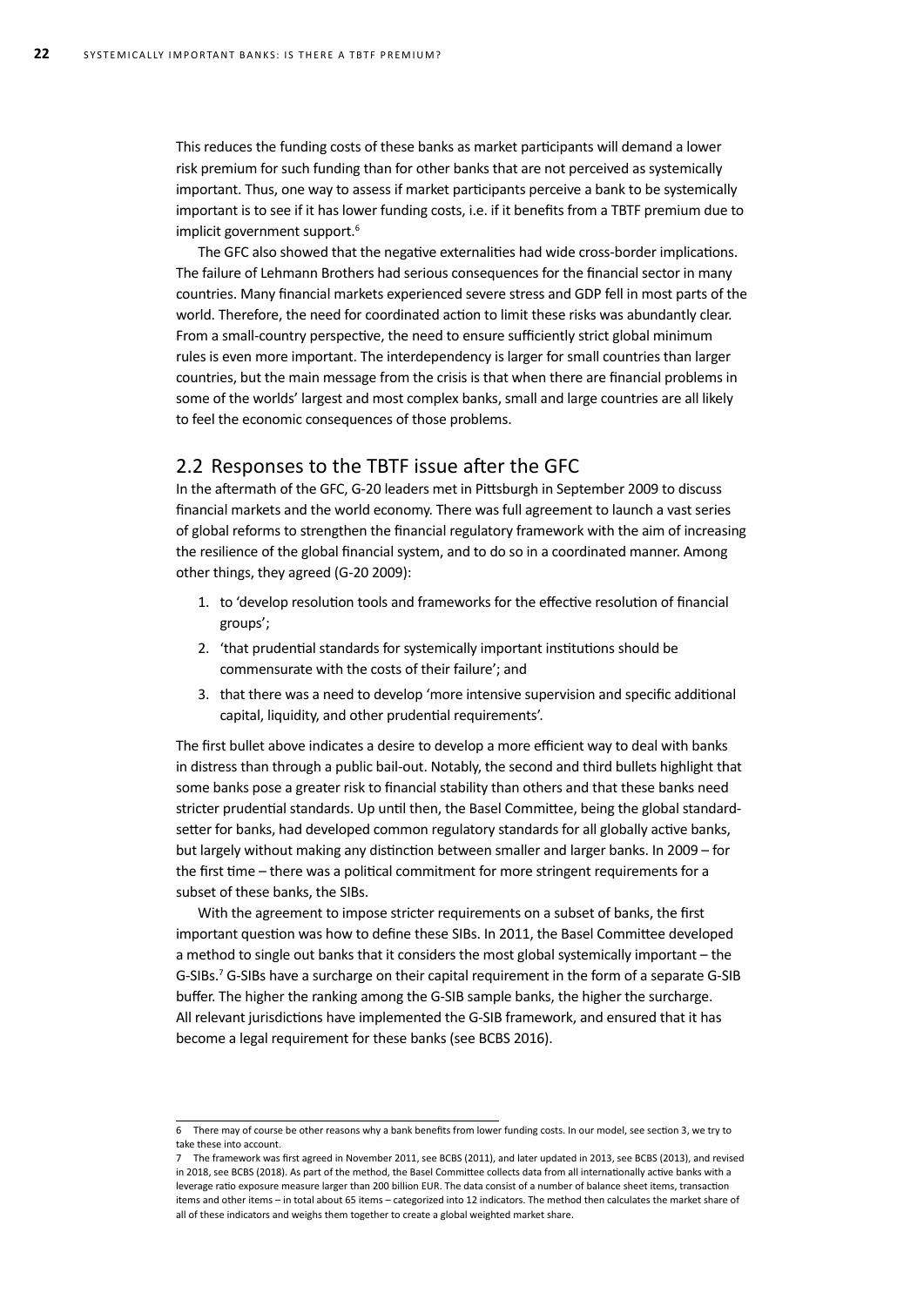This reduces the funding costs of these banks as market participants will demand a lower risk premium for such funding than for other banks that are not perceived as systemically important. Thus, one way to assess if market participants perceive a bank to be systemically important is to see if it has lower funding costs, i.e. if it benefits from a TBTF premium due to implicit government support.[6]

The GFC also showed that the negative externalities had wide cross-border implications. The failure of Lehmann Brothers had serious consequences for the financial sector in many countries. Many financial markets experienced severe stress and GDP fell in most parts of the world. Therefore, the need for coordinated action to limit these risks was abundantly clear. From a small-country perspective, the need to ensure sufficiently strict global minimum rules is even more important. The interdependency is larger for small countries than larger countries, but the main message from the crisis is that when there are financial problems in some of the worlds' largest and most complex banks, small and large countries are all likely to feel the economic consequences of those problems.

## 2.2 Responses to the TBTF issue after the GFC

In the aftermath of the GFC, G-20 leaders met in Pittsburgh in September 2009 to discuss financial markets and the world economy. There was full agreement to launch a vast series of global reforms to strengthen the financial regulatory framework with the aim of increasing the resilience of the global financial system, and to do so in a coordinated manner. Among other things, they agreed (G-20 2009):

1. to 'develop resolution tools and frameworks for the effective resolution of financial groups';
2. 'that prudential standards for systemically important institutions should be commensurate with the costs of their failure'; and
3. that there was a need to develop 'more intensive supervision and specific additional capital, liquidity, and other prudential requirements'.

The first bullet above indicates a desire to develop a more efficient way to deal with banks in distress than through a public bail-out. Notably, the second and third bullets highlight that some banks pose a greater risk to financial stability than others and that these banks need stricter prudential standards. Up until then, the Basel Committee, being the global standard-setter for banks, had developed common regulatory standards for all globally active banks, but largely without making any distinction between smaller and larger banks. In 2009 – for the first time – there was a political commitment for more stringent requirements for a subset of these banks, the SIBs.

With the agreement to impose stricter requirements on a subset of banks, the first important question was how to define these SIBs. In 2011, the Basel Committee developed a method to single out banks that it considers the most global systemically important – the G-SIBs.[7] G-SIBs have a surcharge on their capital requirement in the form of a separate G-SIB buffer. The higher the ranking among the G-SIB sample banks, the higher the surcharge. All relevant jurisdictions have implemented the G-SIB framework, and ensured that it has become a legal requirement for these banks (see BCBS 2016).

---

6 There may of course be other reasons why a bank benefits from lower funding costs. In our model, see section 3, we try to take these into account.

7 The framework was first agreed in November 2011, see BCBS (2011), and later updated in 2013, see BCBS (2013), and revised in 2018, see BCBS (2018). As part of the method, the Basel Committee collects data from all internationally active banks with a leverage ratio exposure measure larger than 200 billion EUR. The data consist of a number of balance sheet items, transaction items and other items – in total about 65 items – categorized into 12 indicators. The method then calculates the market share of all of these indicators and weighs them together to create a global weighted market share.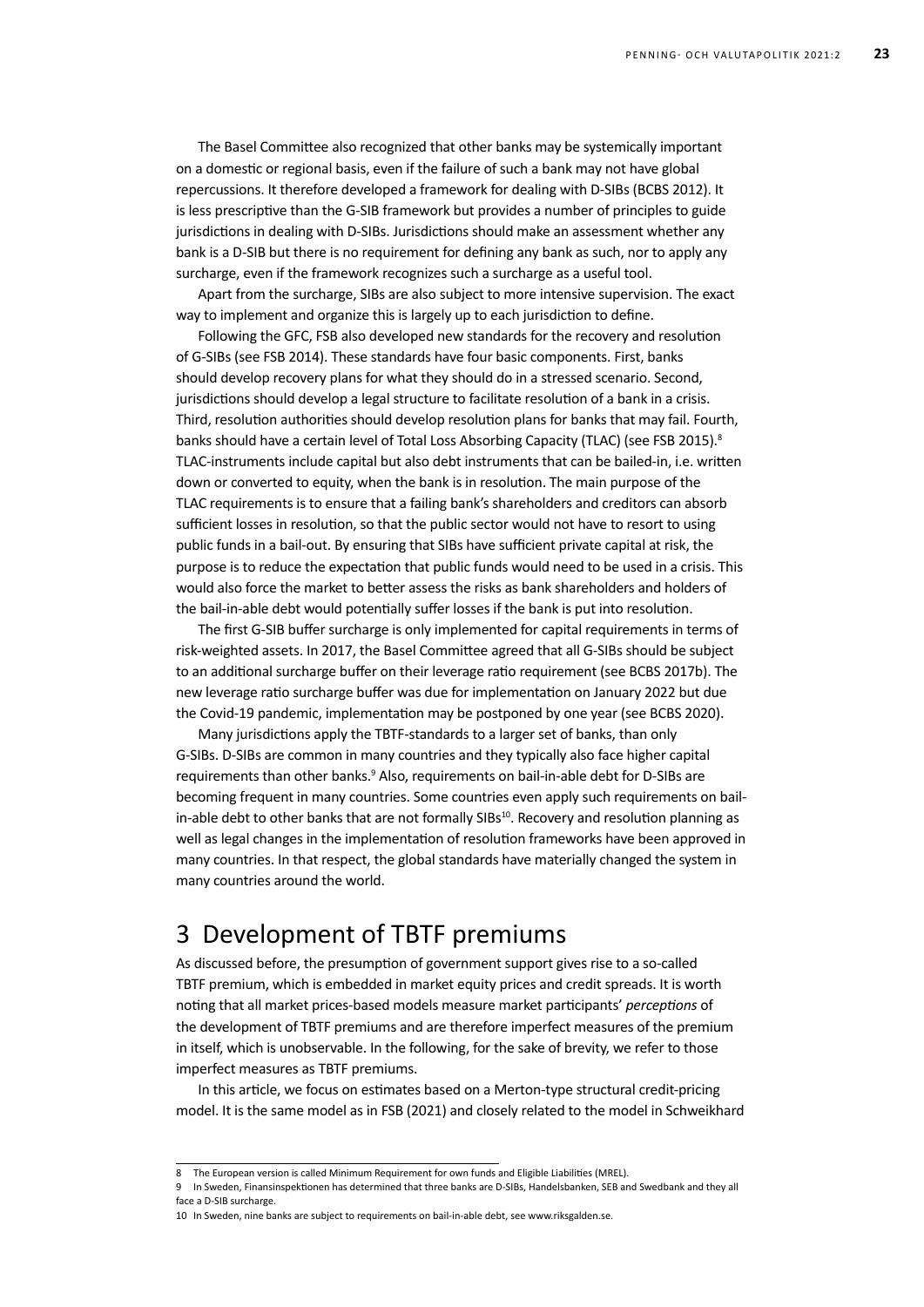The Basel Committee also recognized that other banks may be systemically important on a domestic or regional basis, even if the failure of such a bank may not have global repercussions. It therefore developed a framework for dealing with D-SIBs (BCBS 2012). It is less prescriptive than the G-SIB framework but provides a number of principles to guide jurisdictions in dealing with D-SIBs. Jurisdictions should make an assessment whether any bank is a D-SIB but there is no requirement for defining any bank as such, nor to apply any surcharge, even if the framework recognizes such a surcharge as a useful tool.

Apart from the surcharge, SIBs are also subject to more intensive supervision. The exact way to implement and organize this is largely up to each jurisdiction to define.

Following the GFC, FSB also developed new standards for the recovery and resolution of G-SIBs (see FSB 2014). These standards have four basic components. First, banks should develop recovery plans for what they should do in a stressed scenario. Second, jurisdictions should develop a legal structure to facilitate resolution of a bank in a crisis. Third, resolution authorities should develop resolution plans for banks that may fail. Fourth, banks should have a certain level of Total Loss Absorbing Capacity (TLAC) (see FSB 2015).[8] TLAC-instruments include capital but also debt instruments that can be bailed-in, i.e. written down or converted to equity, when the bank is in resolution. The main purpose of the TLAC requirements is to ensure that a failing bank's shareholders and creditors can absorb sufficient losses in resolution, so that the public sector would not have to resort to using public funds in a bail-out. By ensuring that SIBs have sufficient private capital at risk, the purpose is to reduce the expectation that public funds would need to be used in a crisis. This would also force the market to better assess the risks as bank shareholders and holders of the bail-in-able debt would potentially suffer losses if the bank is put into resolution.

The first G-SIB buffer surcharge is only implemented for capital requirements in terms of risk-weighted assets. In 2017, the Basel Committee agreed that all G-SIBs should be subject to an additional surcharge buffer on their leverage ratio requirement (see BCBS 2017b). The new leverage ratio surcharge buffer was due for implementation on January 2022 but due the Covid-19 pandemic, implementation may be postponed by one year (see BCBS 2020).

Many jurisdictions apply the TBTF-standards to a larger set of banks, than only G-SIBs. D-SIBs are common in many countries and they typically also face higher capital requirements than other banks.[9] Also, requirements on bail-in-able debt for D-SIBs are becoming frequent in many countries. Some countries even apply such requirements on bail-in-able debt to other banks that are not formally SIBs[10]. Recovery and resolution planning as well as legal changes in the implementation of resolution frameworks have been approved in many countries. In that respect, the global standards have materially changed the system in many countries around the world.

# 3 Development of TBTF premiums

As discussed before, the presumption of government support gives rise to a so-called TBTF premium, which is embedded in market equity prices and credit spreads. It is worth noting that all market prices-based models measure market participants' *perceptions* of the development of TBTF premiums and are therefore imperfect measures of the premium in itself, which is unobservable. In the following, for the sake of brevity, we refer to those imperfect measures as TBTF premiums.

In this article, we focus on estimates based on a Merton-type structural credit-pricing model. It is the same model as in FSB (2021) and closely related to the model in Schweikhard

---

8 The European version is called Minimum Requirement for own funds and Eligible Liabilities (MREL).

9 In Sweden, Finansinspektionen has determined that three banks are D-SIBs, Handelsbanken, SEB and Swedbank and they all face a D-SIB surcharge.

10 In Sweden, nine banks are subject to requirements on bail-in-able debt, see www.riksgalden.se.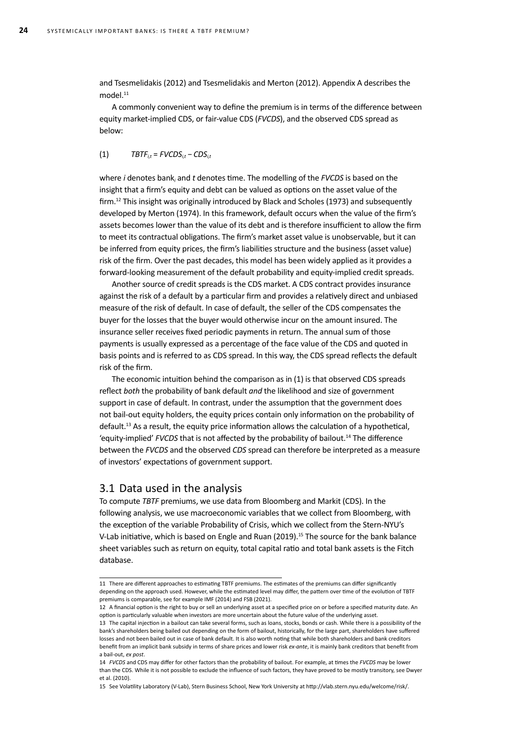and Tsesmelidakis (2012) and Tsesmelidakis and Merton (2012). Appendix A describes the model.[11]

A commonly convenient way to define the premium is in terms of the difference between equity market-implied CDS, or fair-value CDS (*FVCDS*), and the observed CDS spread as below:

$$(1) \qquad TBTF_{i,t} = FVCDS_{i,t} - CDS_{i,t}$$

where *i* denotes bank$_i$ and *t* denotes time. The modelling of the *FVCDS* is based on the insight that a firm's equity and debt can be valued as options on the asset value of the firm.[12] This insight was originally introduced by Black and Scholes (1973) and subsequently developed by Merton (1974). In this framework, default occurs when the value of the firm's assets becomes lower than the value of its debt and is therefore insufficient to allow the firm to meet its contractual obligations. The firm's market asset value is unobservable, but it can be inferred from equity prices, the firm's liabilities structure and the business (asset value) risk of the firm. Over the past decades, this model has been widely applied as it provides a forward-looking measurement of the default probability and equity-implied credit spreads.

Another source of credit spreads is the CDS market. A CDS contract provides insurance against the risk of a default by a particular firm and provides a relatively direct and unbiased measure of the risk of default. In case of default, the seller of the CDS compensates the buyer for the losses that the buyer would otherwise incur on the amount insured. The insurance seller receives fixed periodic payments in return. The annual sum of those payments is usually expressed as a percentage of the face value of the CDS and quoted in basis points and is referred to as CDS spread. In this way, the CDS spread reflects the default risk of the firm.

The economic intuition behind the comparison as in (1) is that observed CDS spreads reflect *both* the probability of bank default *and* the likelihood and size of government support in case of default. In contrast, under the assumption that the government does not bail-out equity holders, the equity prices contain only information on the probability of default.[13] As a result, the equity price information allows the calculation of a hypothetical, 'equity-implied' *FVCDS* that is not affected by the probability of bailout.[14] The difference between the *FVCDS* and the observed *CDS* spread can therefore be interpreted as a measure of investors' expectations of government support.

## 3.1 Data used in the analysis

To compute *TBTF* premiums, we use data from Bloomberg and Markit (CDS). In the following analysis, we use macroeconomic variables that we collect from Bloomberg, with the exception of the variable Probability of Crisis, which we collect from the Stern-NYU's V-Lab initiative, which is based on Engle and Ruan (2019).[15] The source for the bank balance sheet variables such as return on equity, total capital ratio and total bank assets is the Fitch database.

---

11 There are different approaches to estimating TBTF premiums. The estimates of the premiums can differ significantly depending on the approach used. However, while the estimated level may differ, the pattern over time of the evolution of TBTF premiums is comparable, see for example IMF (2014) and FSB (2021).

12 A financial option is the right to buy or sell an underlying asset at a specified price on or before a specified maturity date. An option is particularly valuable when investors are more uncertain about the future value of the underlying asset.

13 The capital injection in a bailout can take several forms, such as loans, stocks, bonds or cash. While there is a possibility of the bank's shareholders being bailed out depending on the form of bailout, historically, for the large part, shareholders have suffered losses and not been bailed out in case of bank default. It is also worth noting that while both shareholders and bank creditors benefit from an implicit bank subsidy in terms of share prices and lower risk *ex-ante*, it is mainly bank creditors that benefit from a bail-out, *ex post*.

14 *FVCDS* and CDS may differ for other factors than the probability of bailout. For example, at times the *FVCDS* may be lower than the CDS. While it is not possible to exclude the influence of such factors, they have proved to be mostly transitory, see Dwyer et al. (2010).

15 See Volatility Laboratory (V-Lab), Stern Business School, New York University at http://vlab.stern.nyu.edu/welcome/risk/.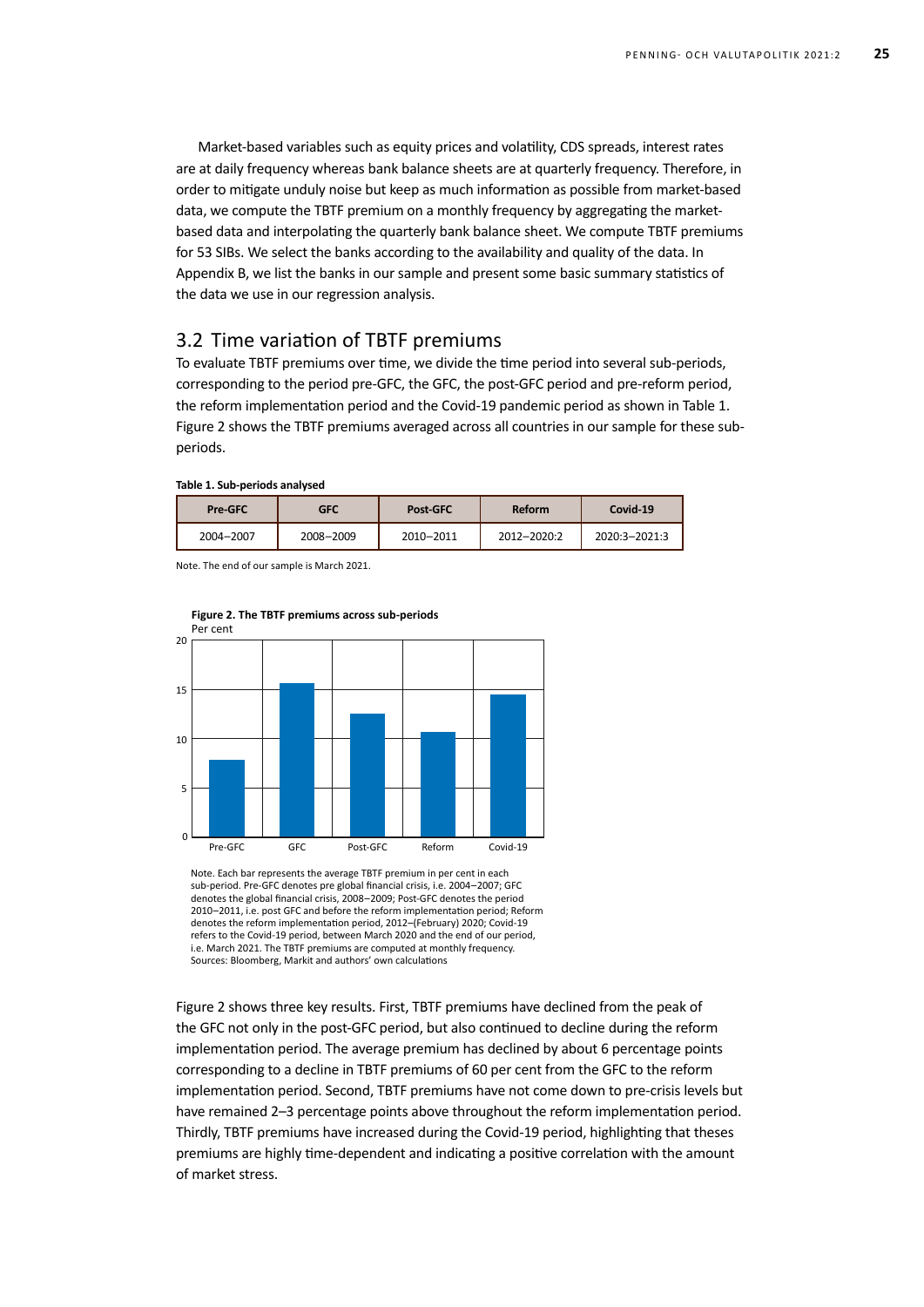Market-based variables such as equity prices and volatility, CDS spreads, interest rates are at daily frequency whereas bank balance sheets are at quarterly frequency. Therefore, in order to mitigate unduly noise but keep as much information as possible from market-based data, we compute the TBTF premium on a monthly frequency by aggregating the market-based data and interpolating the quarterly bank balance sheet. We compute TBTF premiums for 53 SIBs. We select the banks according to the availability and quality of the data. In Appendix B, we list the banks in our sample and present some basic summary statistics of the data we use in our regression analysis.

## 3.2 Time variation of TBTF premiums

To evaluate TBTF premiums over time, we divide the time period into several sub-periods, corresponding to the period pre-GFC, the GFC, the post-GFC period and pre-reform period, the reform implementation period and the Covid-19 pandemic period as shown in Table 1. Figure 2 shows the TBTF premiums averaged across all countries in our sample for these sub-periods.

**Table 1. Sub-periods analysed**

| Pre-GFC | GFC | Post-GFC | Reform | Covid-19 |
|---|---|---|---|---|
| 2004–2007 | 2008–2009 | 2010–2011 | 2012–2020:2 | 2020:3–2021:3 |

Note. The end of our sample is March 2021.

**Figure 2. The TBTF premiums across sub-periods**

Per cent

Note. Each bar represents the average TBTF premium in per cent in each sub-period. Pre-GFC denotes pre global financial crisis, i.e. 2004–2007; GFC denotes the global financial crisis, 2008–2009; Post-GFC denotes the period 2010–2011, i.e. post GFC and before the reform implementation period; Reform denotes the reform implementation period, 2012–(February) 2020; Covid-19 refers to the Covid-19 period, between March 2020 and the end of our period, i.e. March 2021. The TBTF premiums are computed at monthly frequency.
Sources: Bloomberg, Markit and authors' own calculations

Figure 2 shows three key results. First, TBTF premiums have declined from the peak of the GFC not only in the post-GFC period, but also continued to decline during the reform implementation period. The average premium has declined by about 6 percentage points corresponding to a decline in TBTF premiums of 60 per cent from the GFC to the reform implementation period. Second, TBTF premiums have not come down to pre-crisis levels but have remained 2–3 percentage points above throughout the reform implementation period. Thirdly, TBTF premiums have increased during the Covid-19 period, highlighting that theses premiums are highly time-dependent and indicating a positive correlation with the amount of market stress.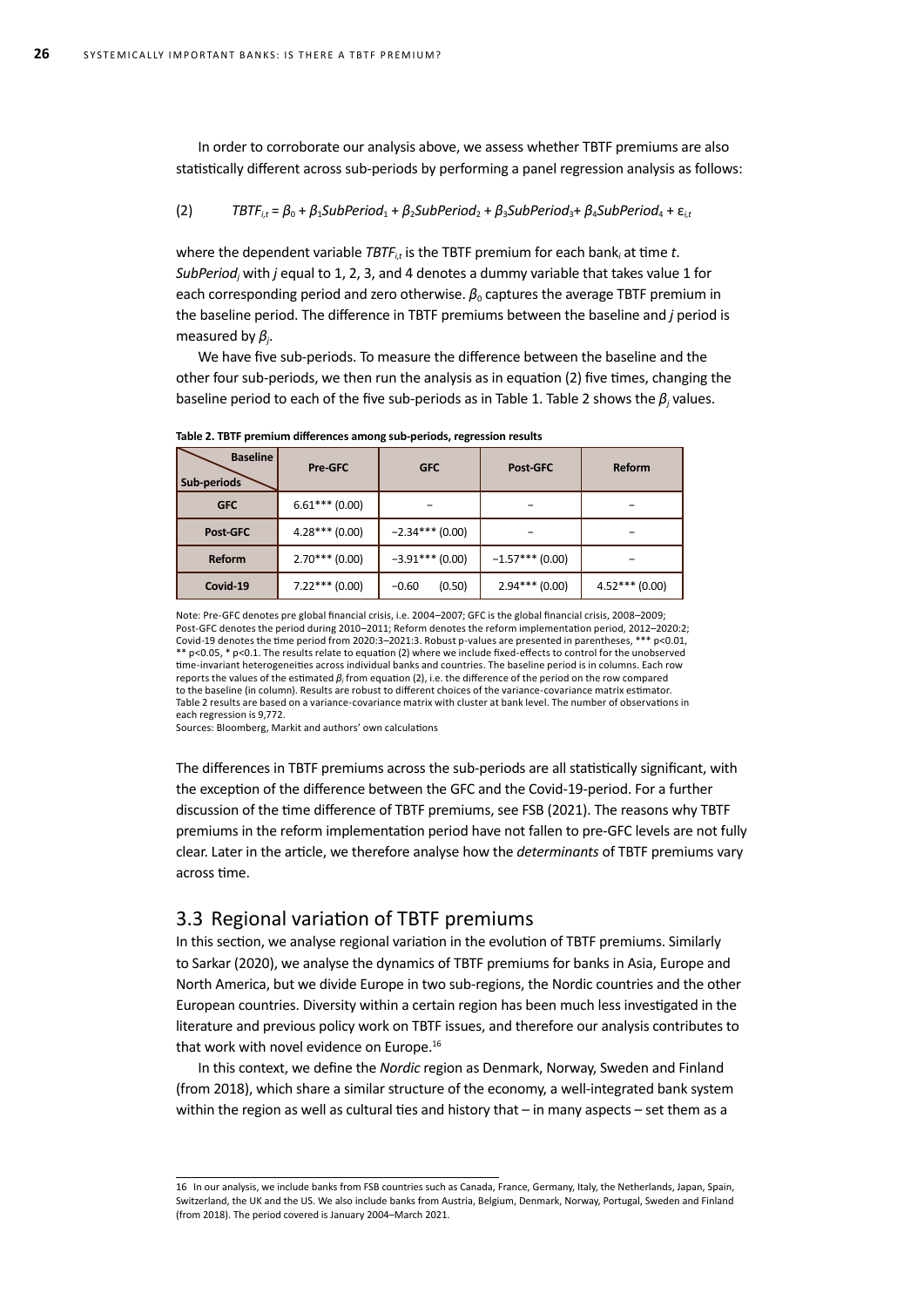In order to corroborate our analysis above, we assess whether TBTF premiums are also statistically different across sub-periods by performing a panel regression analysis as follows:

$$(2) \qquad TBTF_{i,t} = \beta_0 + \beta_1 SubPeriod_1 + \beta_2 SubPeriod_2 + \beta_3 SubPeriod_3 + \beta_4 SubPeriod_4 + \varepsilon_{i,t}$$

where the dependent variable $TBTF_{i,t}$ is the TBTF premium for each bank$_i$ at time $t$. $SubPeriod_j$ with $j$ equal to 1, 2, 3, and 4 denotes a dummy variable that takes value 1 for each corresponding period and zero otherwise. $\beta_0$ captures the average TBTF premium in the baseline period. The difference in TBTF premiums between the baseline and $j$ period is measured by $\beta_j$.

We have five sub-periods. To measure the difference between the baseline and the other four sub-periods, we then run the analysis as in equation (2) five times, changing the baseline period to each of the five sub-periods as in Table 1. Table 2 shows the $\beta_j$ values.

**Table 2. TBTF premium differences among sub-periods, regression results**

| Sub-periods \ Baseline | Pre-GFC | GFC | Post-GFC | Reform |
|---|---|---|---|---|
| **GFC** | 6.61*** (0.00) | – | – | – |
| **Post-GFC** | 4.28*** (0.00) | −2.34*** (0.00) | – | – |
| **Reform** | 2.70*** (0.00) | −3.91*** (0.00) | −1.57*** (0.00) | – |
| **Covid-19** | 7.22*** (0.00) | −0.60 (0.50) | 2.94*** (0.00) | 4.52*** (0.00) |

Note: Pre-GFC denotes pre global financial crisis, i.e. 2004–2007; GFC is the global financial crisis, 2008–2009; Post-GFC denotes the period during 2010–2011; Reform denotes the reform implementation period, 2012–2020:2; Covid-19 denotes the time period from 2020:3–2021:3. Robust p-values are presented in parentheses, *** p<0.01, ** p<0.05, * p<0.1. The results relate to equation (2) where we include fixed-effects to control for the unobserved time-invariant heterogeneities across individual banks and countries. The baseline period is in columns. Each row reports the values of the estimated $\beta_j$ from equation (2), i.e. the difference of the period on the row compared to the baseline (in column). Results are robust to different choices of the variance-covariance matrix estimator. Table 2 results are based on a variance-covariance matrix with cluster at bank level. The number of observations in each regression is 9,772.

Sources: Bloomberg, Markit and authors' own calculations

The differences in TBTF premiums across the sub-periods are all statistically significant, with the exception of the difference between the GFC and the Covid-19-period. For a further discussion of the time difference of TBTF premiums, see FSB (2021). The reasons why TBTF premiums in the reform implementation period have not fallen to pre-GFC levels are not fully clear. Later in the article, we therefore analyse how the *determinants* of TBTF premiums vary across time.

## 3.3 Regional variation of TBTF premiums

In this section, we analyse regional variation in the evolution of TBTF premiums. Similarly to Sarkar (2020), we analyse the dynamics of TBTF premiums for banks in Asia, Europe and North America, but we divide Europe in two sub-regions, the Nordic countries and the other European countries. Diversity within a certain region has been much less investigated in the literature and previous policy work on TBTF issues, and therefore our analysis contributes to that work with novel evidence on Europe.[16]

In this context, we define the *Nordic* region as Denmark, Norway, Sweden and Finland (from 2018), which share a similar structure of the economy, a well-integrated bank system within the region as well as cultural ties and history that – in many aspects – set them as a

16 In our analysis, we include banks from FSB countries such as Canada, France, Germany, Italy, the Netherlands, Japan, Spain, Switzerland, the UK and the US. We also include banks from Austria, Belgium, Denmark, Norway, Portugal, Sweden and Finland (from 2018). The period covered is January 2004–March 2021.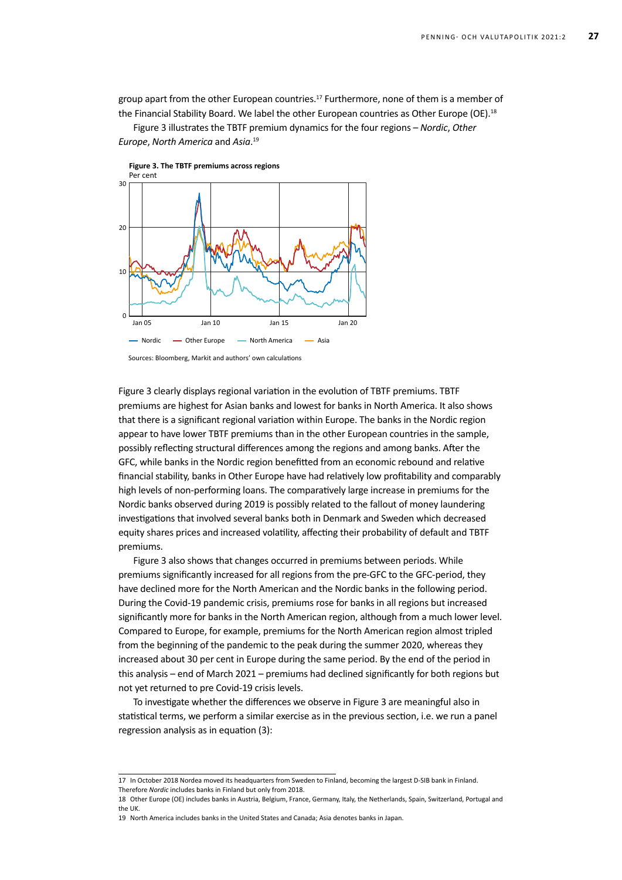group apart from the other European countries.[17] Furthermore, none of them is a member of the Financial Stability Board. We label the other European countries as Other Europe (OE).[18]

Figure 3 illustrates the TBTF premium dynamics for the four regions – *Nordic*, *Other Europe*, *North America* and *Asia*.[19]

**Figure 3. The TBTF premiums across regions**
Per cent

Sources: Bloomberg, Markit and authors' own calculations

Figure 3 clearly displays regional variation in the evolution of TBTF premiums. TBTF premiums are highest for Asian banks and lowest for banks in North America. It also shows that there is a significant regional variation within Europe. The banks in the Nordic region appear to have lower TBTF premiums than in the other European countries in the sample, possibly reflecting structural differences among the regions and among banks. After the GFC, while banks in the Nordic region benefitted from an economic rebound and relative financial stability, banks in Other Europe have had relatively low profitability and comparably high levels of non-performing loans. The comparatively large increase in premiums for the Nordic banks observed during 2019 is possibly related to the fallout of money laundering investigations that involved several banks both in Denmark and Sweden which decreased equity shares prices and increased volatility, affecting their probability of default and TBTF premiums.

Figure 3 also shows that changes occurred in premiums between periods. While premiums significantly increased for all regions from the pre-GFC to the GFC-period, they have declined more for the North American and the Nordic banks in the following period. During the Covid-19 pandemic crisis, premiums rose for banks in all regions but increased significantly more for banks in the North American region, although from a much lower level. Compared to Europe, for example, premiums for the North American region almost tripled from the beginning of the pandemic to the peak during the summer 2020, whereas they increased about 30 per cent in Europe during the same period. By the end of the period in this analysis – end of March 2021 – premiums had declined significantly for both regions but not yet returned to pre Covid-19 crisis levels.

To investigate whether the differences we observe in Figure 3 are meaningful also in statistical terms, we perform a similar exercise as in the previous section, i.e. we run a panel regression analysis as in equation (3):

---

17 In October 2018 Nordea moved its headquarters from Sweden to Finland, becoming the largest D-SIB bank in Finland. Therefore *Nordic* includes banks in Finland but only from 2018.

18 Other Europe (OE) includes banks in Austria, Belgium, France, Germany, Italy, the Netherlands, Spain, Switzerland, Portugal and the UK.

19 North America includes banks in the United States and Canada; Asia denotes banks in Japan.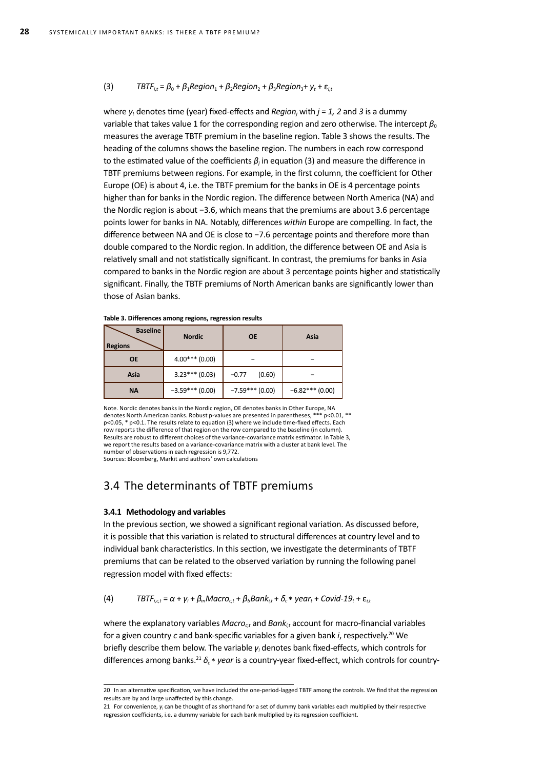$$(3) \qquad TBTF_{i,t} = \beta_0 + \beta_1 Region_1 + \beta_2 Region_2 + \beta_3 Region_3 + y_t + \varepsilon_{i,t}$$

where $y_t$ denotes time (year) fixed-effects and $Region_j$ with $j = 1, 2$ and $3$ is a dummy variable that takes value 1 for the corresponding region and zero otherwise. The intercept $\beta_0$ measures the average TBTF premium in the baseline region. Table 3 shows the results. The heading of the columns shows the baseline region. The numbers in each row correspond to the estimated value of the coefficients $\beta_j$ in equation (3) and measure the difference in TBTF premiums between regions. For example, in the first column, the coefficient for Other Europe (OE) is about 4, i.e. the TBTF premium for the banks in OE is 4 percentage points higher than for banks in the Nordic region. The difference between North America (NA) and the Nordic region is about −3.6, which means that the premiums are about 3.6 percentage points lower for banks in NA. Notably, differences *within* Europe are compelling. In fact, the difference between NA and OE is close to −7.6 percentage points and therefore more than double compared to the Nordic region. In addition, the difference between OE and Asia is relatively small and not statistically significant. In contrast, the premiums for banks in Asia compared to banks in the Nordic region are about 3 percentage points higher and statistically significant. Finally, the TBTF premiums of North American banks are significantly lower than those of Asian banks.

**Table 3. Differences among regions, regression results**

| Regions \ Baseline | Nordic | OE | Asia |
|---|---|---|---|
| **OE** | 4.00*** (0.00) | – | – |
| **Asia** | 3.23*** (0.03) | −0.77 (0.60) | – |
| **NA** | −3.59*** (0.00) | −7.59*** (0.00) | −6.82*** (0.00) |

Note. Nordic denotes banks in the Nordic region, OE denotes banks in Other Europe, NA denotes North American banks. Robust p-values are presented in parentheses, *** p<0.01, ** p<0.05, * p<0.1. The results relate to equation (3) where we include time-fixed effects. Each row reports the difference of that region on the row compared to the baseline (in column). Results are robust to different choices of the variance-covariance matrix estimator. In Table 3, we report the results based on a variance-covariance matrix with a cluster at bank level. The number of observations in each regression is 9,772.
Sources: Bloomberg, Markit and authors' own calculations

## 3.4 The determinants of TBTF premiums

#### 3.4.1 Methodology and variables

In the previous section, we showed a significant regional variation. As discussed before, it is possible that this variation is related to structural differences at country level and to individual bank characteristics. In this section, we investigate the determinants of TBTF premiums that can be related to the observed variation by running the following panel regression model with fixed effects:

$$(4) \qquad TBTF_{i,c,t} = \alpha + \gamma_i + \beta_m Macro_{c,t} + \beta_b Bank_{i,t} + \delta_c * year_t + Covid\text{-}19_t + \varepsilon_{i,t}$$

where the explanatory variables $Macro_{c,t}$ and $Bank_{i,t}$ account for macro-financial variables for a given country $c$ and bank-specific variables for a given bank $i$, respectively.[20] We briefly describe them below. The variable $\gamma_i$ denotes bank fixed-effects, which controls for differences among banks.[21] $\delta_c * year$ is a country-year fixed-effect, which controls for country-

---

20 In an alternative specification, we have included the one-period-lagged TBTF among the controls. We find that the regression results are by and large unaffected by this change.

21 For convenience, $\gamma_i$ can be thought of as shorthand for a set of dummy bank variables each multiplied by their respective regression coefficients, i.e. a dummy variable for each bank multiplied by its regression coefficient.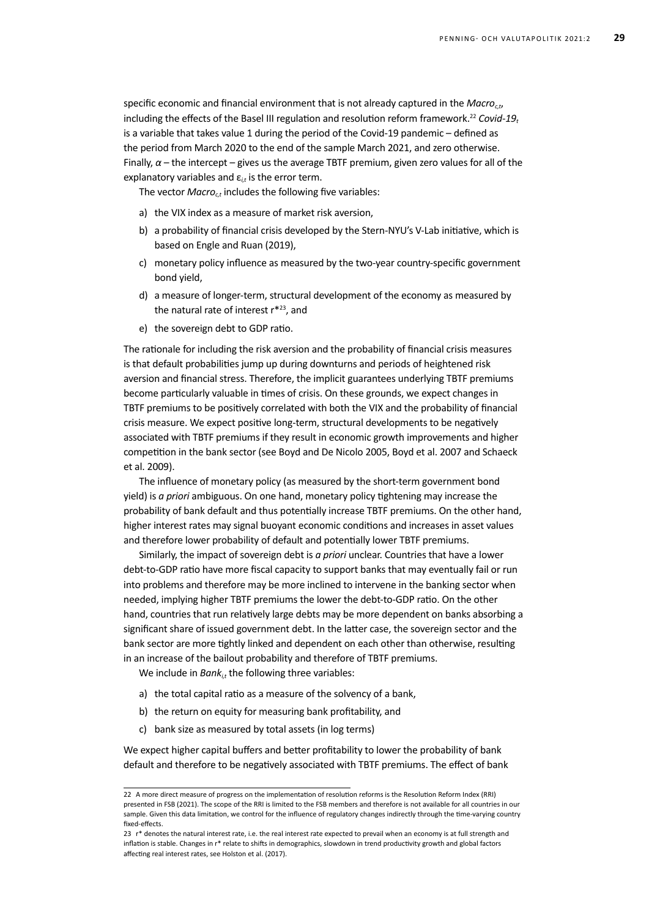specific economic and financial environment that is not already captured in the $Macro_{c,t}$, including the effects of the Basel III regulation and resolution reform framework.[22] $Covid\text{-}19_t$ is a variable that takes value 1 during the period of the Covid-19 pandemic – defined as the period from March 2020 to the end of the sample March 2021, and zero otherwise. Finally, $\alpha$ – the intercept – gives us the average TBTF premium, given zero values for all of the explanatory variables and $\varepsilon_{i,t}$ is the error term.

The vector $Macro_{c,t}$ includes the following five variables:

a) the VIX index as a measure of market risk aversion,
b) a probability of financial crisis developed by the Stern-NYU's V-Lab initiative, which is based on Engle and Ruan (2019),
c) monetary policy influence as measured by the two-year country-specific government bond yield,
d) a measure of longer-term, structural development of the economy as measured by the natural rate of interest r*[23], and
e) the sovereign debt to GDP ratio.

The rationale for including the risk aversion and the probability of financial crisis measures is that default probabilities jump up during downturns and periods of heightened risk aversion and financial stress. Therefore, the implicit guarantees underlying TBTF premiums become particularly valuable in times of crisis. On these grounds, we expect changes in TBTF premiums to be positively correlated with both the VIX and the probability of financial crisis measure. We expect positive long-term, structural developments to be negatively associated with TBTF premiums if they result in economic growth improvements and higher competition in the bank sector (see Boyd and De Nicolo 2005, Boyd et al. 2007 and Schaeck et al. 2009).

The influence of monetary policy (as measured by the short-term government bond yield) is *a priori* ambiguous. On one hand, monetary policy tightening may increase the probability of bank default and thus potentially increase TBTF premiums. On the other hand, higher interest rates may signal buoyant economic conditions and increases in asset values and therefore lower probability of default and potentially lower TBTF premiums.

Similarly, the impact of sovereign debt is *a priori* unclear. Countries that have a lower debt-to-GDP ratio have more fiscal capacity to support banks that may eventually fail or run into problems and therefore may be more inclined to intervene in the banking sector when needed, implying higher TBTF premiums the lower the debt-to-GDP ratio. On the other hand, countries that run relatively large debts may be more dependent on banks absorbing a significant share of issued government debt. In the latter case, the sovereign sector and the bank sector are more tightly linked and dependent on each other than otherwise, resulting in an increase of the bailout probability and therefore of TBTF premiums.

We include in $Bank_{i,t}$ the following three variables:

a) the total capital ratio as a measure of the solvency of a bank,
b) the return on equity for measuring bank profitability, and
c) bank size as measured by total assets (in log terms)

We expect higher capital buffers and better profitability to lower the probability of bank default and therefore to be negatively associated with TBTF premiums. The effect of bank

---

22 A more direct measure of progress on the implementation of resolution reforms is the Resolution Reform Index (RRI) presented in FSB (2021). The scope of the RRI is limited to the FSB members and therefore is not available for all countries in our sample. Given this data limitation, we control for the influence of regulatory changes indirectly through the time-varying country fixed-effects.

23 r* denotes the natural interest rate, i.e. the real interest rate expected to prevail when an economy is at full strength and inflation is stable. Changes in r* relate to shifts in demographics, slowdown in trend productivity growth and global factors affecting real interest rates, see Holston et al. (2017).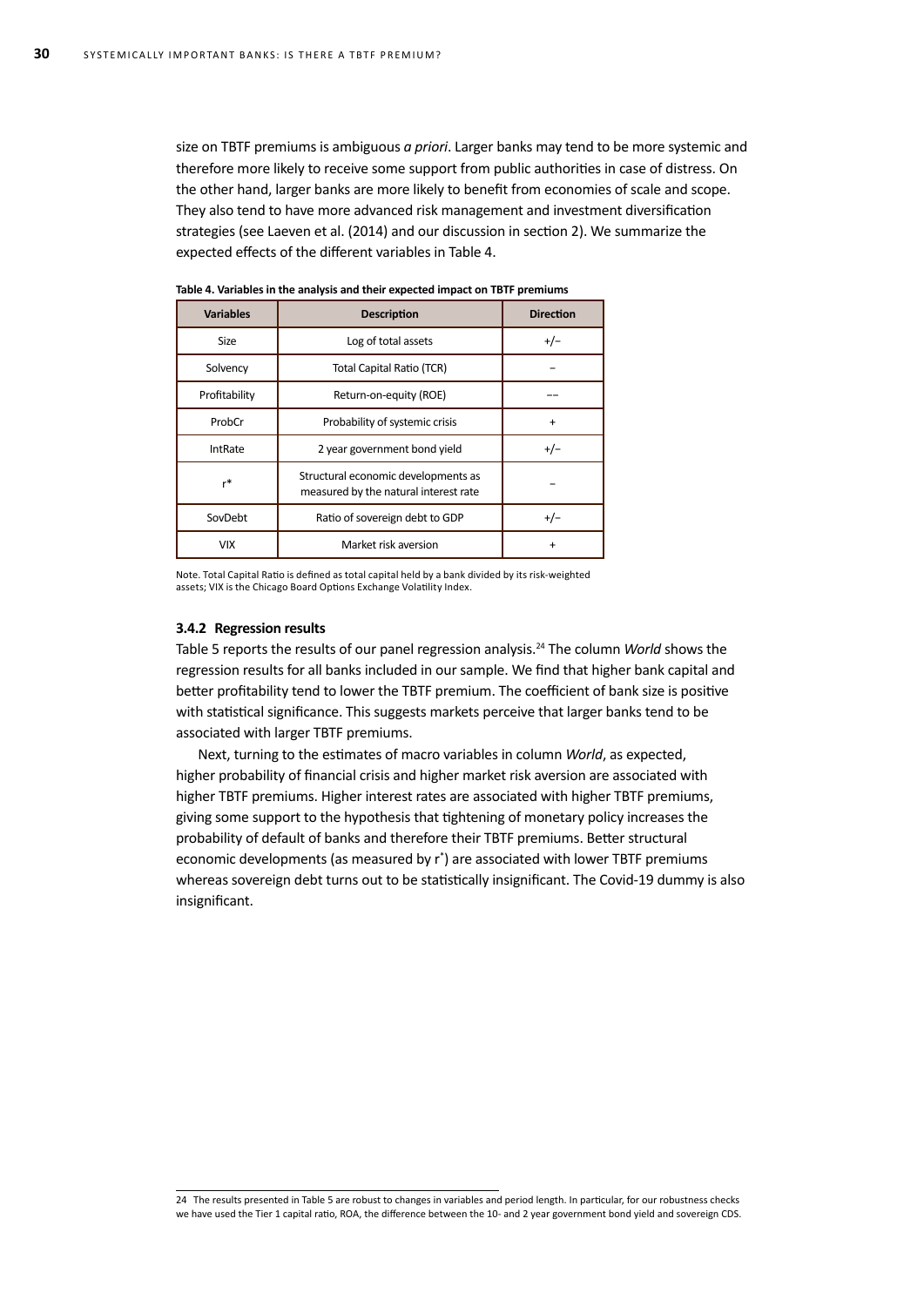size on TBTF premiums is ambiguous *a priori*. Larger banks may tend to be more systemic and therefore more likely to receive some support from public authorities in case of distress. On the other hand, larger banks are more likely to benefit from economies of scale and scope. They also tend to have more advanced risk management and investment diversification strategies (see Laeven et al. (2014) and our discussion in section 2). We summarize the expected effects of the different variables in Table 4.

**Table 4. Variables in the analysis and their expected impact on TBTF premiums**

| Variables | Description | Direction |
|---|---|---|
| Size | Log of total assets | +/− |
| Solvency | Total Capital Ratio (TCR) | − |
| Profitability | Return-on-equity (ROE) | −− |
| ProbCr | Probability of systemic crisis | + |
| IntRate | 2 year government bond yield | +/− |
| r* | Structural economic developments as measured by the natural interest rate | − |
| SovDebt | Ratio of sovereign debt to GDP | +/− |
| VIX | Market risk aversion | + |

Note. Total Capital Ratio is defined as total capital held by a bank divided by its risk-weighted assets; VIX is the Chicago Board Options Exchange Volatility Index.

### 3.4.2 Regression results

Table 5 reports the results of our panel regression analysis.[24] The column *World* shows the regression results for all banks included in our sample. We find that higher bank capital and better profitability tend to lower the TBTF premium. The coefficient of bank size is positive with statistical significance. This suggests markets perceive that larger banks tend to be associated with larger TBTF premiums.

Next, turning to the estimates of macro variables in column *World*, as expected, higher probability of financial crisis and higher market risk aversion are associated with higher TBTF premiums. Higher interest rates are associated with higher TBTF premiums, giving some support to the hypothesis that tightening of monetary policy increases the probability of default of banks and therefore their TBTF premiums. Better structural economic developments (as measured by $r^*$) are associated with lower TBTF premiums whereas sovereign debt turns out to be statistically insignificant. The Covid-19 dummy is also insignificant.

24 The results presented in Table 5 are robust to changes in variables and period length. In particular, for our robustness checks we have used the Tier 1 capital ratio, ROA, the difference between the 10- and 2 year government bond yield and sovereign CDS.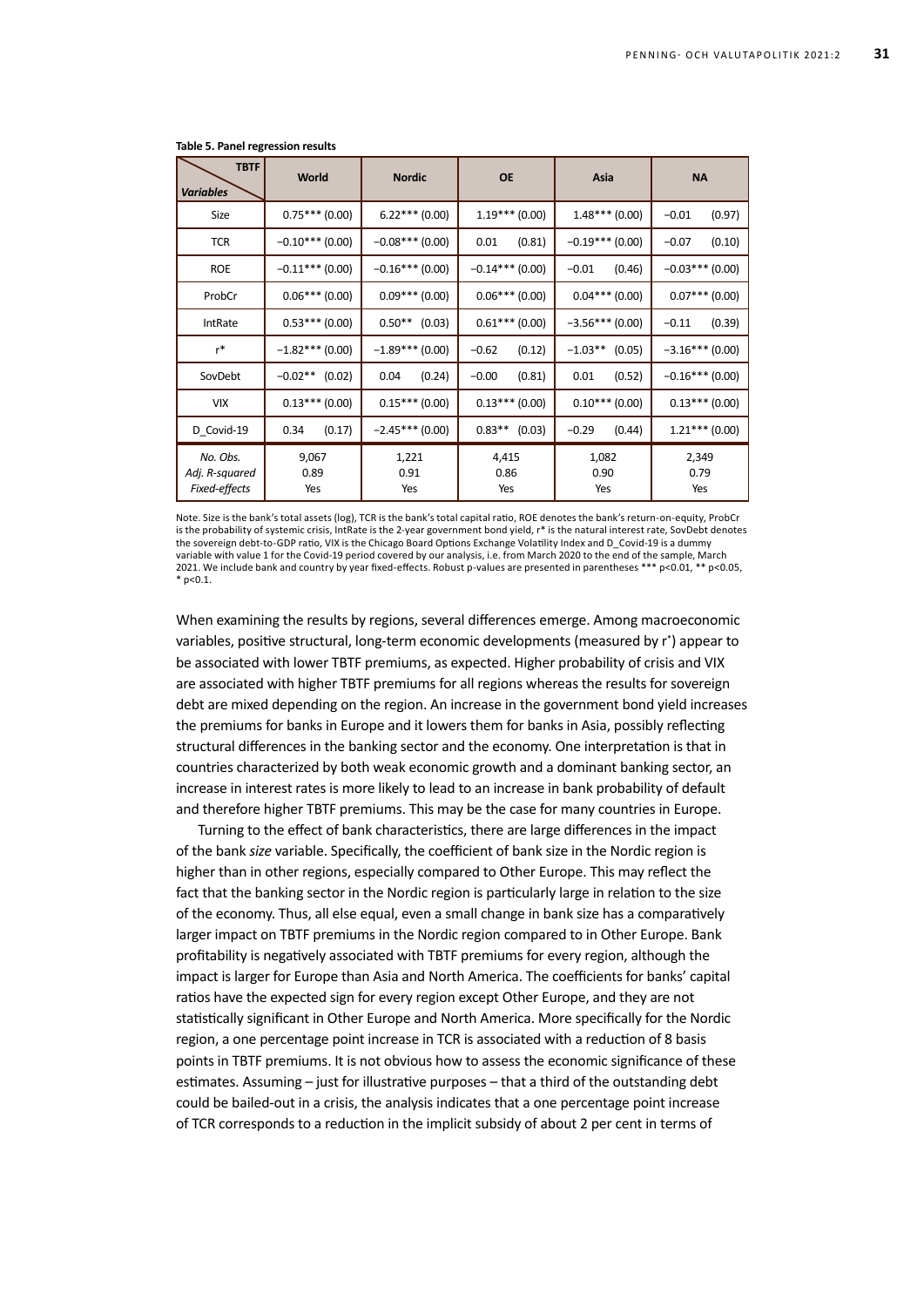**Table 5. Panel regression results**

| TBTF / *Variables* | World | Nordic | OE | Asia | NA |
|---|---|---|---|---|---|
| Size | 0.75*** (0.00) | 6.22*** (0.00) | 1.19*** (0.00) | 1.48*** (0.00) | −0.01 (0.97) |
| TCR | −0.10*** (0.00) | −0.08*** (0.00) | 0.01 (0.81) | −0.19*** (0.00) | −0.07 (0.10) |
| ROE | −0.11*** (0.00) | −0.16*** (0.00) | −0.14*** (0.00) | −0.01 (0.46) | −0.03*** (0.00) |
| ProbCr | 0.06*** (0.00) | 0.09*** (0.00) | 0.06*** (0.00) | 0.04*** (0.00) | 0.07*** (0.00) |
| IntRate | 0.53*** (0.00) | 0.50** (0.03) | 0.61*** (0.00) | −3.56*** (0.00) | −0.11 (0.39) |
| r* | −1.82*** (0.00) | −1.89*** (0.00) | −0.62 (0.12) | −1.03** (0.05) | −3.16*** (0.00) |
| SovDebt | −0.02** (0.02) | 0.04 (0.24) | −0.00 (0.81) | 0.01 (0.52) | −0.16*** (0.00) |
| VIX | 0.13*** (0.00) | 0.15*** (0.00) | 0.13*** (0.00) | 0.10*** (0.00) | 0.13*** (0.00) |
| D_Covid-19 | 0.34 (0.17) | −2.45*** (0.00) | 0.83** (0.03) | −0.29 (0.44) | 1.21*** (0.00) |
| *No. Obs.* | 9,067 | 1,221 | 4,415 | 1,082 | 2,349 |
| *Adj. R-squared* | 0.89 | 0.91 | 0.86 | 0.90 | 0.79 |
| *Fixed-effects* | Yes | Yes | Yes | Yes | Yes |

Note. Size is the bank's total assets (log), TCR is the bank's total capital ratio, ROE denotes the bank's return-on-equity, ProbCr is the probability of systemic crisis, IntRate is the 2-year government bond yield, r* is the natural interest rate, SovDebt denotes the sovereign debt-to-GDP ratio, VIX is the Chicago Board Options Exchange Volatility Index and D_Covid-19 is a dummy variable with value 1 for the Covid-19 period covered by our analysis, i.e. from March 2020 to the end of the sample, March 2021. We include bank and country by year fixed-effects. Robust p-values are presented in parentheses *** p<0.01, ** p<0.05, * p<0.1.

When examining the results by regions, several differences emerge. Among macroeconomic variables, positive structural, long-term economic developments (measured by r*) appear to be associated with lower TBTF premiums, as expected. Higher probability of crisis and VIX are associated with higher TBTF premiums for all regions whereas the results for sovereign debt are mixed depending on the region. An increase in the government bond yield increases the premiums for banks in Europe and it lowers them for banks in Asia, possibly reflecting structural differences in the banking sector and the economy. One interpretation is that in countries characterized by both weak economic growth and a dominant banking sector, an increase in interest rates is more likely to lead to an increase in bank probability of default and therefore higher TBTF premiums. This may be the case for many countries in Europe.

Turning to the effect of bank characteristics, there are large differences in the impact of the bank *size* variable. Specifically, the coefficient of bank size in the Nordic region is higher than in other regions, especially compared to Other Europe. This may reflect the fact that the banking sector in the Nordic region is particularly large in relation to the size of the economy. Thus, all else equal, even a small change in bank size has a comparatively larger impact on TBTF premiums in the Nordic region compared to in Other Europe. Bank profitability is negatively associated with TBTF premiums for every region, although the impact is larger for Europe than Asia and North America. The coefficients for banks' capital ratios have the expected sign for every region except Other Europe, and they are not statistically significant in Other Europe and North America. More specifically for the Nordic region, a one percentage point increase in TCR is associated with a reduction of 8 basis points in TBTF premiums. It is not obvious how to assess the economic significance of these estimates. Assuming – just for illustrative purposes – that a third of the outstanding debt could be bailed-out in a crisis, the analysis indicates that a one percentage point increase of TCR corresponds to a reduction in the implicit subsidy of about 2 per cent in terms of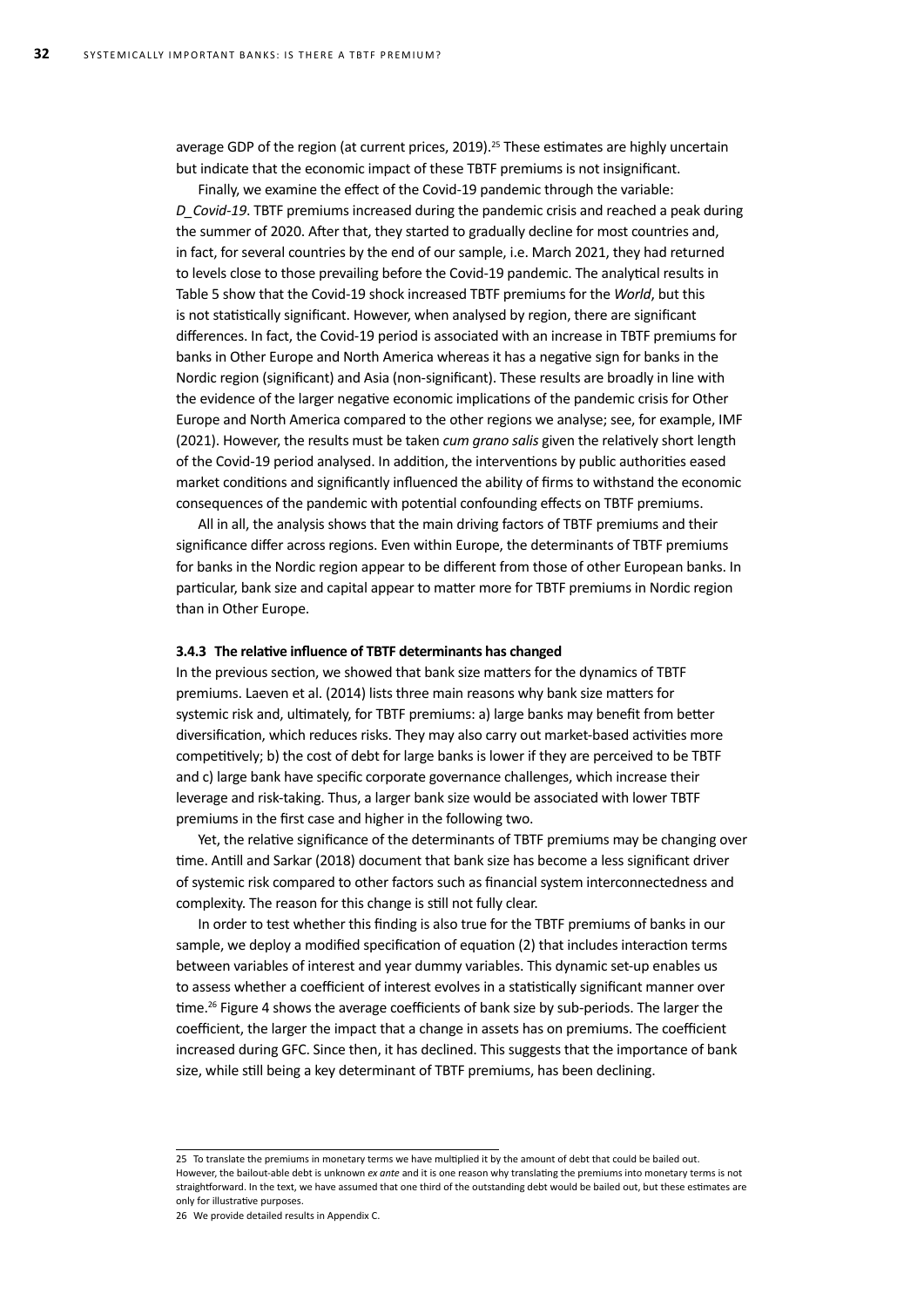average GDP of the region (at current prices, 2019).[25] These estimates are highly uncertain but indicate that the economic impact of these TBTF premiums is not insignificant.

Finally, we examine the effect of the Covid-19 pandemic through the variable: *D_Covid-19*. TBTF premiums increased during the pandemic crisis and reached a peak during the summer of 2020. After that, they started to gradually decline for most countries and, in fact, for several countries by the end of our sample, i.e. March 2021, they had returned to levels close to those prevailing before the Covid-19 pandemic. The analytical results in Table 5 show that the Covid-19 shock increased TBTF premiums for the *World*, but this is not statistically significant. However, when analysed by region, there are significant differences. In fact, the Covid-19 period is associated with an increase in TBTF premiums for banks in Other Europe and North America whereas it has a negative sign for banks in the Nordic region (significant) and Asia (non-significant). These results are broadly in line with the evidence of the larger negative economic implications of the pandemic crisis for Other Europe and North America compared to the other regions we analyse; see, for example, IMF (2021). However, the results must be taken *cum grano salis* given the relatively short length of the Covid-19 period analysed. In addition, the interventions by public authorities eased market conditions and significantly influenced the ability of firms to withstand the economic consequences of the pandemic with potential confounding effects on TBTF premiums.

All in all, the analysis shows that the main driving factors of TBTF premiums and their significance differ across regions. Even within Europe, the determinants of TBTF premiums for banks in the Nordic region appear to be different from those of other European banks. In particular, bank size and capital appear to matter more for TBTF premiums in Nordic region than in Other Europe.

### 3.4.3 The relative influence of TBTF determinants has changed

In the previous section, we showed that bank size matters for the dynamics of TBTF premiums. Laeven et al. (2014) lists three main reasons why bank size matters for systemic risk and, ultimately, for TBTF premiums: a) large banks may benefit from better diversification, which reduces risks. They may also carry out market-based activities more competitively; b) the cost of debt for large banks is lower if they are perceived to be TBTF and c) large bank have specific corporate governance challenges, which increase their leverage and risk-taking. Thus, a larger bank size would be associated with lower TBTF premiums in the first case and higher in the following two.

Yet, the relative significance of the determinants of TBTF premiums may be changing over time. Antill and Sarkar (2018) document that bank size has become a less significant driver of systemic risk compared to other factors such as financial system interconnectedness and complexity. The reason for this change is still not fully clear.

In order to test whether this finding is also true for the TBTF premiums of banks in our sample, we deploy a modified specification of equation (2) that includes interaction terms between variables of interest and year dummy variables. This dynamic set-up enables us to assess whether a coefficient of interest evolves in a statistically significant manner over time.[26] Figure 4 shows the average coefficients of bank size by sub-periods. The larger the coefficient, the larger the impact that a change in assets has on premiums. The coefficient increased during GFC. Since then, it has declined. This suggests that the importance of bank size, while still being a key determinant of TBTF premiums, has been declining.

---

25 To translate the premiums in monetary terms we have multiplied it by the amount of debt that could be bailed out. However, the bailout-able debt is unknown *ex ante* and it is one reason why translating the premiums into monetary terms is not straightforward. In the text, we have assumed that one third of the outstanding debt would be bailed out, but these estimates are only for illustrative purposes.

26 We provide detailed results in Appendix C.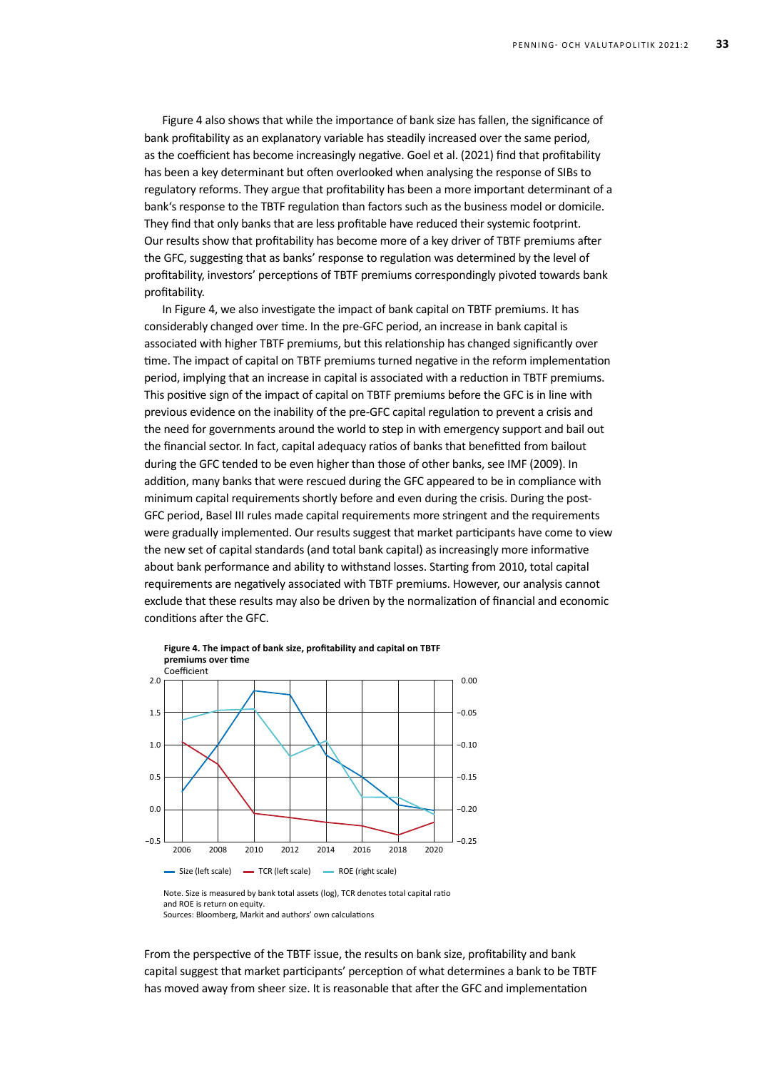Figure 4 also shows that while the importance of bank size has fallen, the significance of bank profitability as an explanatory variable has steadily increased over the same period, as the coefficient has become increasingly negative. Goel et al. (2021) find that profitability has been a key determinant but often overlooked when analysing the response of SIBs to regulatory reforms. They argue that profitability has been a more important determinant of a bank's response to the TBTF regulation than factors such as the business model or domicile. They find that only banks that are less profitable have reduced their systemic footprint. Our results show that profitability has become more of a key driver of TBTF premiums after the GFC, suggesting that as banks' response to regulation was determined by the level of profitability, investors' perceptions of TBTF premiums correspondingly pivoted towards bank profitability.

In Figure 4, we also investigate the impact of bank capital on TBTF premiums. It has considerably changed over time. In the pre-GFC period, an increase in bank capital is associated with higher TBTF premiums, but this relationship has changed significantly over time. The impact of capital on TBTF premiums turned negative in the reform implementation period, implying that an increase in capital is associated with a reduction in TBTF premiums. This positive sign of the impact of capital on TBTF premiums before the GFC is in line with previous evidence on the inability of the pre-GFC capital regulation to prevent a crisis and the need for governments around the world to step in with emergency support and bail out the financial sector. In fact, capital adequacy ratios of banks that benefitted from bailout during the GFC tended to be even higher than those of other banks, see IMF (2009). In addition, many banks that were rescued during the GFC appeared to be in compliance with minimum capital requirements shortly before and even during the crisis. During the post-GFC period, Basel III rules made capital requirements more stringent and the requirements were gradually implemented. Our results suggest that market participants have come to view the new set of capital standards (and total bank capital) as increasingly more informative about bank performance and ability to withstand losses. Starting from 2010, total capital requirements are negatively associated with TBTF premiums. However, our analysis cannot exclude that these results may also be driven by the normalization of financial and economic conditions after the GFC.

**Figure 4. The impact of bank size, profitability and capital on TBTF premiums over time**

Coefficient

Note. Size is measured by bank total assets (log), TCR denotes total capital ratio and ROE is return on equity.
Sources: Bloomberg, Markit and authors' own calculations

From the perspective of the TBTF issue, the results on bank size, profitability and bank capital suggest that market participants' perception of what determines a bank to be TBTF has moved away from sheer size. It is reasonable that after the GFC and implementation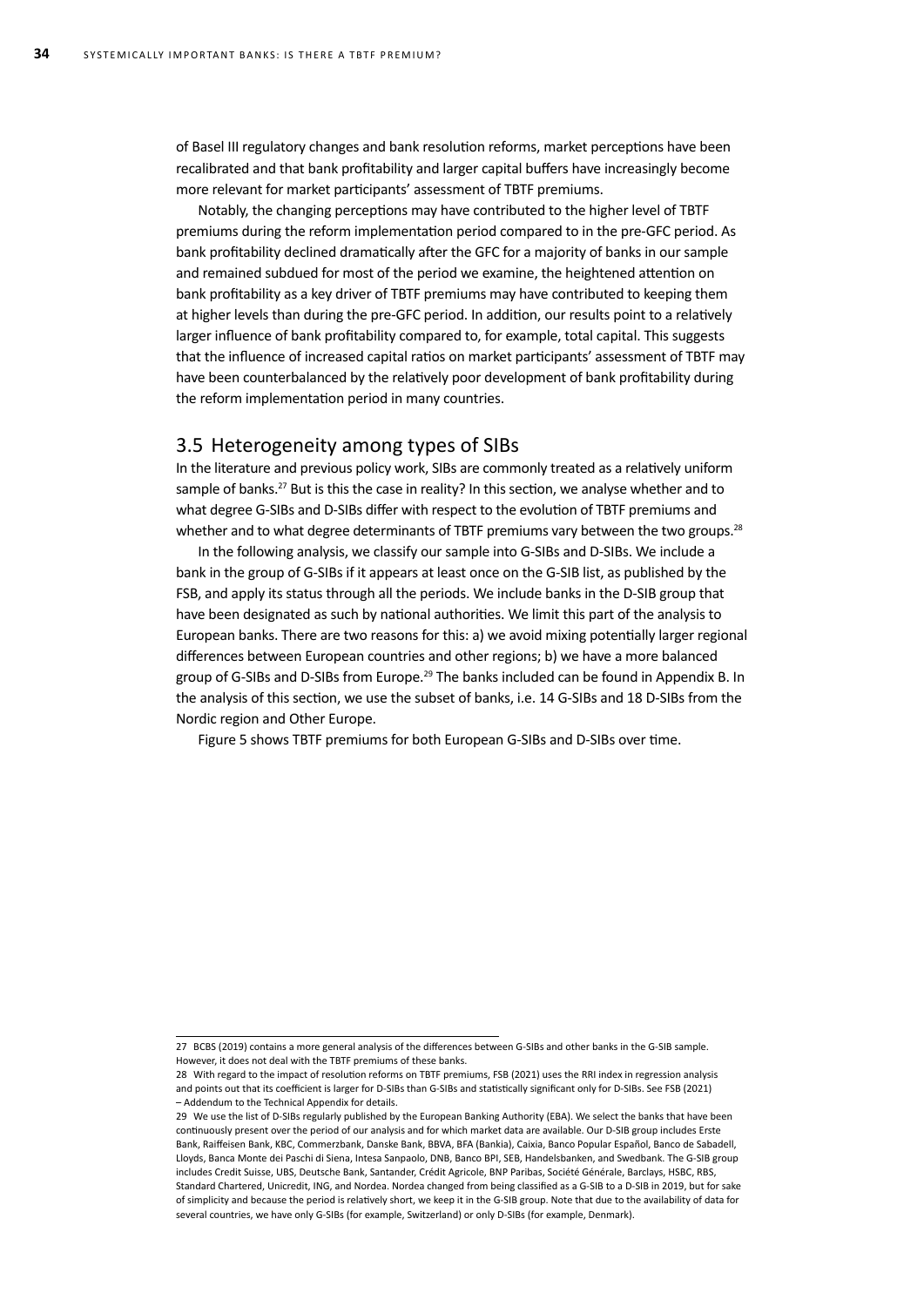of Basel III regulatory changes and bank resolution reforms, market perceptions have been recalibrated and that bank profitability and larger capital buffers have increasingly become more relevant for market participants' assessment of TBTF premiums.

Notably, the changing perceptions may have contributed to the higher level of TBTF premiums during the reform implementation period compared to in the pre-GFC period. As bank profitability declined dramatically after the GFC for a majority of banks in our sample and remained subdued for most of the period we examine, the heightened attention on bank profitability as a key driver of TBTF premiums may have contributed to keeping them at higher levels than during the pre-GFC period. In addition, our results point to a relatively larger influence of bank profitability compared to, for example, total capital. This suggests that the influence of increased capital ratios on market participants' assessment of TBTF may have been counterbalanced by the relatively poor development of bank profitability during the reform implementation period in many countries.

## 3.5 Heterogeneity among types of SIBs

In the literature and previous policy work, SIBs are commonly treated as a relatively uniform sample of banks.[27] But is this the case in reality? In this section, we analyse whether and to what degree G-SIBs and D-SIBs differ with respect to the evolution of TBTF premiums and whether and to what degree determinants of TBTF premiums vary between the two groups.[28]

In the following analysis, we classify our sample into G-SIBs and D-SIBs. We include a bank in the group of G-SIBs if it appears at least once on the G-SIB list, as published by the FSB, and apply its status through all the periods. We include banks in the D-SIB group that have been designated as such by national authorities. We limit this part of the analysis to European banks. There are two reasons for this: a) we avoid mixing potentially larger regional differences between European countries and other regions; b) we have a more balanced group of G-SIBs and D-SIBs from Europe.[29] The banks included can be found in Appendix B. In the analysis of this section, we use the subset of banks, i.e. 14 G-SIBs and 18 D-SIBs from the Nordic region and Other Europe.

Figure 5 shows TBTF premiums for both European G-SIBs and D-SIBs over time.

---

27 BCBS (2019) contains a more general analysis of the differences between G-SIBs and other banks in the G-SIB sample. However, it does not deal with the TBTF premiums of these banks.

28 With regard to the impact of resolution reforms on TBTF premiums, FSB (2021) uses the RRI index in regression analysis and points out that its coefficient is larger for D-SIBs than G-SIBs and statistically significant only for D-SIBs. See FSB (2021) – Addendum to the Technical Appendix for details.

29 We use the list of D-SIBs regularly published by the European Banking Authority (EBA). We select the banks that have been continuously present over the period of our analysis and for which market data are available. Our D-SIB group includes Erste Bank, Raiffeisen Bank, KBC, Commerzbank, Danske Bank, BBVA, BFA (Bankia), Caixia, Banco Popular Español, Banco de Sabadell, Lloyds, Banca Monte dei Paschi di Siena, Intesa Sanpaolo, DNB, Banco BPI, SEB, Handelsbanken, and Swedbank. The G-SIB group includes Credit Suisse, UBS, Deutsche Bank, Santander, Crédit Agricole, BNP Paribas, Société Générale, Barclays, HSBC, RBS, Standard Chartered, Unicredit, ING, and Nordea. Nordea changed from being classified as a G-SIB to a D-SIB in 2019, but for sake of simplicity and because the period is relatively short, we keep it in the G-SIB group. Note that due to the availability of data for several countries, we have only G-SIBs (for example, Switzerland) or only D-SIBs (for example, Denmark).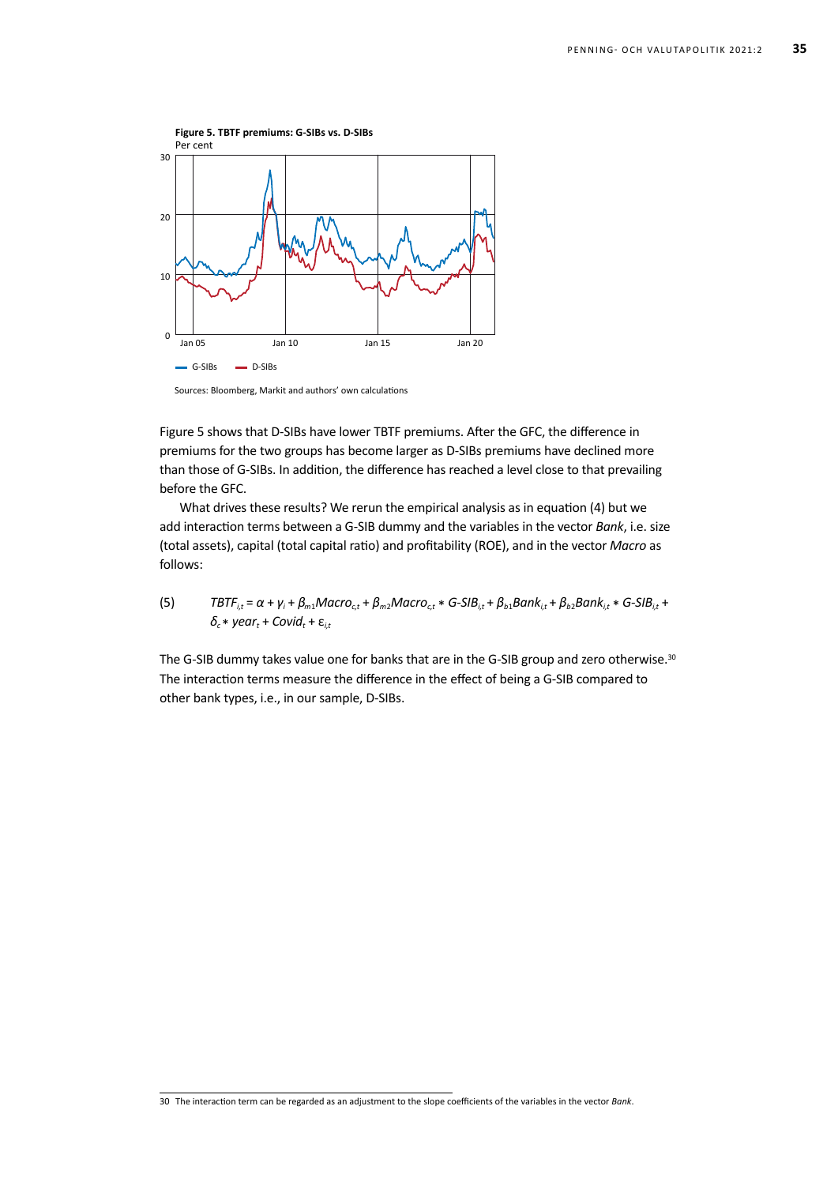**Figure 5. TBTF premiums: G-SIBs vs. D-SIBs**
Per cent

Sources: Bloomberg, Markit and authors' own calculations

Figure 5 shows that D-SIBs have lower TBTF premiums. After the GFC, the difference in premiums for the two groups has become larger as D-SIBs premiums have declined more than those of G-SIBs. In addition, the difference has reached a level close to that prevailing before the GFC.

What drives these results? We rerun the empirical analysis as in equation (4) but we add interaction terms between a G-SIB dummy and the variables in the vector *Bank*, i.e. size (total assets), capital (total capital ratio) and profitability (ROE), and in the vector *Macro* as follows:

$$TBTF_{i,t} = \alpha + \gamma_i + \beta_{m1}Macro_{c,t} + \beta_{m2}Macro_{c,t} * G\text{-}SIB_{i,t} + \beta_{b1}Bank_{i,t} + \beta_{b2}Bank_{i,t} * G\text{-}SIB_{i,t} + \delta_c * year_t + Covid_t + \varepsilon_{i,t} \quad (5)$$

The G-SIB dummy takes value one for banks that are in the G-SIB group and zero otherwise.[30] The interaction terms measure the difference in the effect of being a G-SIB compared to other bank types, i.e., in our sample, D-SIBs.

30 The interaction term can be regarded as an adjustment to the slope coefficients of the variables in the vector *Bank*.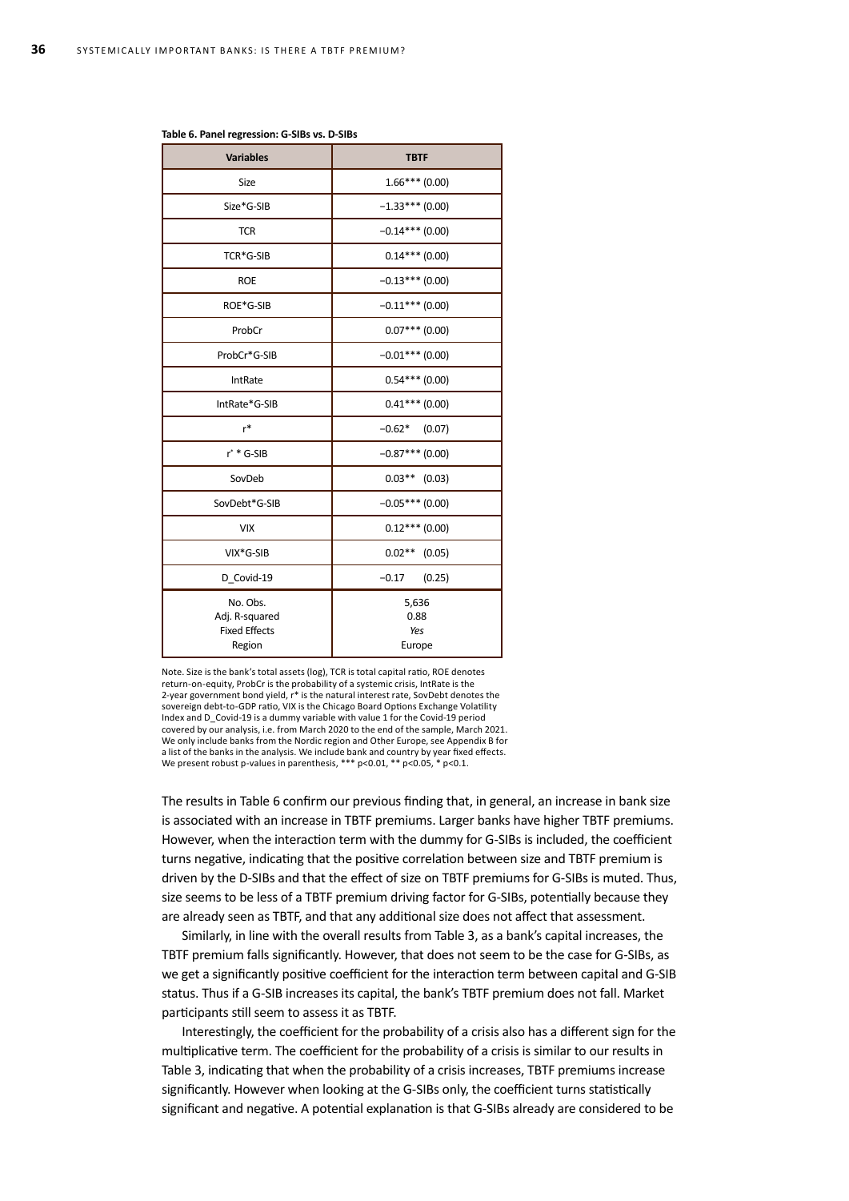**Table 6. Panel regression: G-SIBs vs. D-SIBs**

| Variables | TBTF |
|---|---|
| Size | 1.66*** (0.00) |
| Size*G-SIB | −1.33*** (0.00) |
| TCR | −0.14*** (0.00) |
| TCR*G-SIB | 0.14*** (0.00) |
| ROE | −0.13*** (0.00) |
| ROE*G-SIB | −0.11*** (0.00) |
| ProbCr | 0.07*** (0.00) |
| ProbCr*G-SIB | −0.01*** (0.00) |
| IntRate | 0.54*** (0.00) |
| IntRate*G-SIB | 0.41*** (0.00) |
| r* | −0.62* (0.07) |
| r* * G-SIB | −0.87*** (0.00) |
| SovDeb | 0.03** (0.03) |
| SovDebt*G-SIB | −0.05*** (0.00) |
| VIX | 0.12*** (0.00) |
| VIX*G-SIB | 0.02** (0.05) |
| D_Covid-19 | −0.17 (0.25) |
| No. Obs. | 5,636 |
| Adj. R-squared | 0.88 |
| Fixed Effects | *Yes* |
| Region | Europe |

Note. Size is the bank's total assets (log), TCR is total capital ratio, ROE denotes return-on-equity, ProbCr is the probability of a systemic crisis, IntRate is the 2-year government bond yield, r* is the natural interest rate, SovDebt denotes the sovereign debt-to-GDP ratio, VIX is the Chicago Board Options Exchange Volatility Index and D_Covid-19 is a dummy variable with value 1 for the Covid-19 period covered by our analysis, i.e. from March 2020 to the end of the sample, March 2021. We only include banks from the Nordic region and Other Europe, see Appendix B for a list of the banks in the analysis. We include bank and country by year fixed effects. We present robust p-values in parenthesis, *** p<0.01, ** p<0.05, * p<0.1.

The results in Table 6 confirm our previous finding that, in general, an increase in bank size is associated with an increase in TBTF premiums. Larger banks have higher TBTF premiums. However, when the interaction term with the dummy for G-SIBs is included, the coefficient turns negative, indicating that the positive correlation between size and TBTF premium is driven by the D-SIBs and that the effect of size on TBTF premiums for G-SIBs is muted. Thus, size seems to be less of a TBTF premium driving factor for G-SIBs, potentially because they are already seen as TBTF, and that any additional size does not affect that assessment.

Similarly, in line with the overall results from Table 3, as a bank's capital increases, the TBTF premium falls significantly. However, that does not seem to be the case for G-SIBs, as we get a significantly positive coefficient for the interaction term between capital and G-SIB status. Thus if a G-SIB increases its capital, the bank's TBTF premium does not fall. Market participants still seem to assess it as TBTF.

Interestingly, the coefficient for the probability of a crisis also has a different sign for the multiplicative term. The coefficient for the probability of a crisis is similar to our results in Table 3, indicating that when the probability of a crisis increases, TBTF premiums increase significantly. However when looking at the G-SIBs only, the coefficient turns statistically significant and negative. A potential explanation is that G-SIBs already are considered to be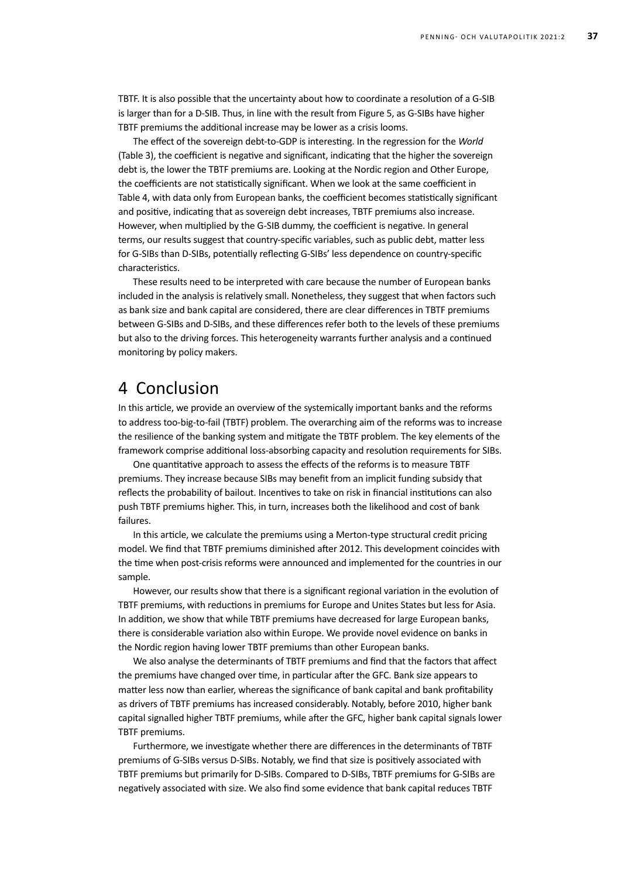TBTF. It is also possible that the uncertainty about how to coordinate a resolution of a G-SIB is larger than for a D-SIB. Thus, in line with the result from Figure 5, as G-SIBs have higher TBTF premiums the additional increase may be lower as a crisis looms.

The effect of the sovereign debt-to-GDP is interesting. In the regression for the *World* (Table 3), the coefficient is negative and significant, indicating that the higher the sovereign debt is, the lower the TBTF premiums are. Looking at the Nordic region and Other Europe, the coefficients are not statistically significant. When we look at the same coefficient in Table 4, with data only from European banks, the coefficient becomes statistically significant and positive, indicating that as sovereign debt increases, TBTF premiums also increase. However, when multiplied by the G-SIB dummy, the coefficient is negative. In general terms, our results suggest that country-specific variables, such as public debt, matter less for G-SIBs than D-SIBs, potentially reflecting G-SIBs' less dependence on country-specific characteristics.

These results need to be interpreted with care because the number of European banks included in the analysis is relatively small. Nonetheless, they suggest that when factors such as bank size and bank capital are considered, there are clear differences in TBTF premiums between G-SIBs and D-SIBs, and these differences refer both to the levels of these premiums but also to the driving forces. This heterogeneity warrants further analysis and a continued monitoring by policy makers.

# 4 Conclusion

In this article, we provide an overview of the systemically important banks and the reforms to address too-big-to-fail (TBTF) problem. The overarching aim of the reforms was to increase the resilience of the banking system and mitigate the TBTF problem. The key elements of the framework comprise additional loss-absorbing capacity and resolution requirements for SIBs.

One quantitative approach to assess the effects of the reforms is to measure TBTF premiums. They increase because SIBs may benefit from an implicit funding subsidy that reflects the probability of bailout. Incentives to take on risk in financial institutions can also push TBTF premiums higher. This, in turn, increases both the likelihood and cost of bank failures.

In this article, we calculate the premiums using a Merton-type structural credit pricing model. We find that TBTF premiums diminished after 2012. This development coincides with the time when post-crisis reforms were announced and implemented for the countries in our sample.

However, our results show that there is a significant regional variation in the evolution of TBTF premiums, with reductions in premiums for Europe and Unites States but less for Asia. In addition, we show that while TBTF premiums have decreased for large European banks, there is considerable variation also within Europe. We provide novel evidence on banks in the Nordic region having lower TBTF premiums than other European banks.

We also analyse the determinants of TBTF premiums and find that the factors that affect the premiums have changed over time, in particular after the GFC. Bank size appears to matter less now than earlier, whereas the significance of bank capital and bank profitability as drivers of TBTF premiums has increased considerably. Notably, before 2010, higher bank capital signalled higher TBTF premiums, while after the GFC, higher bank capital signals lower TBTF premiums.

Furthermore, we investigate whether there are differences in the determinants of TBTF premiums of G-SIBs versus D-SIBs. Notably, we find that size is positively associated with TBTF premiums but primarily for D-SIBs. Compared to D-SIBs, TBTF premiums for G-SIBs are negatively associated with size. We also find some evidence that bank capital reduces TBTF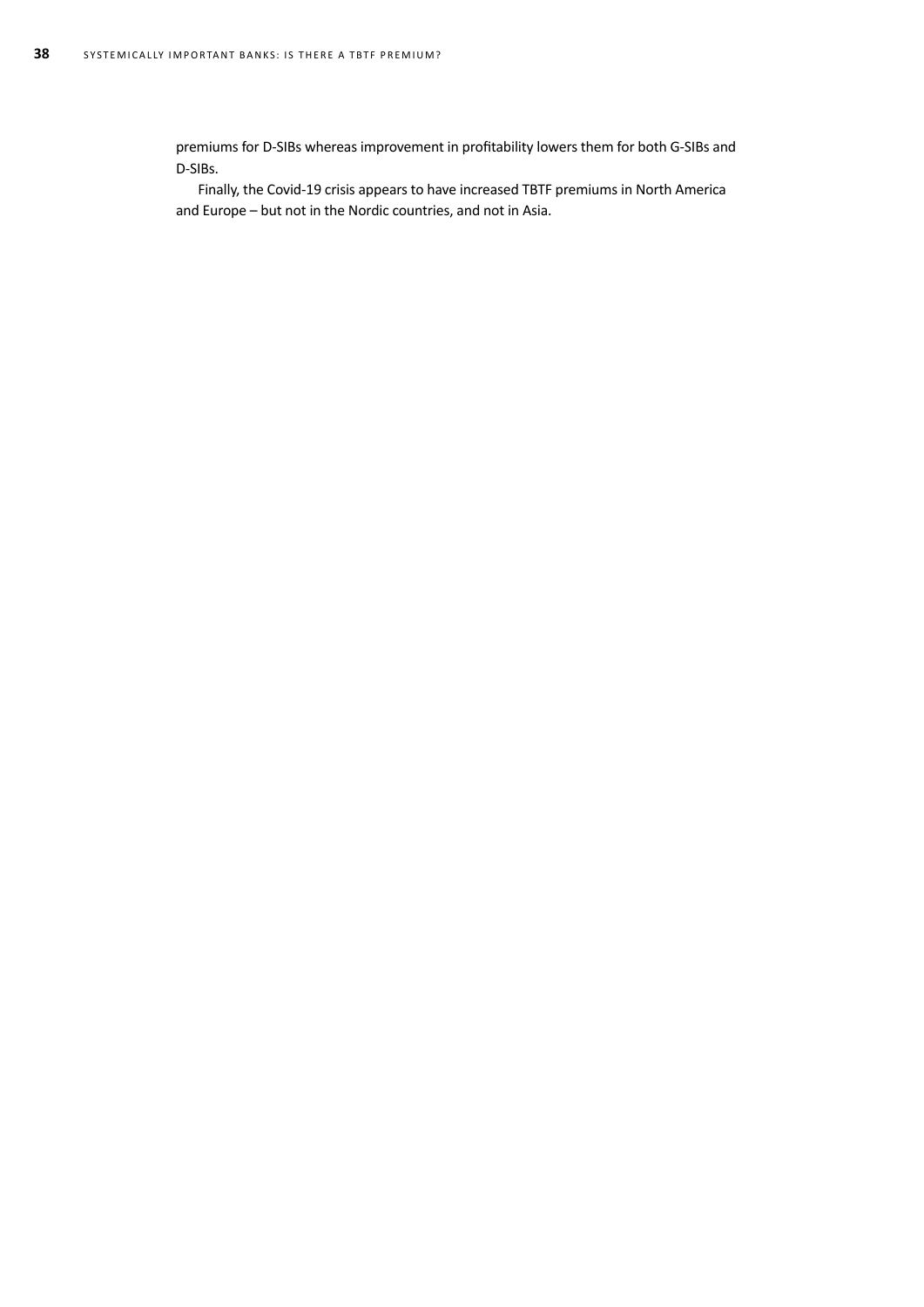premiums for D-SIBs whereas improvement in profitability lowers them for both G-SIBs and D-SIBs.

Finally, the Covid-19 crisis appears to have increased TBTF premiums in North America and Europe – but not in the Nordic countries, and not in Asia.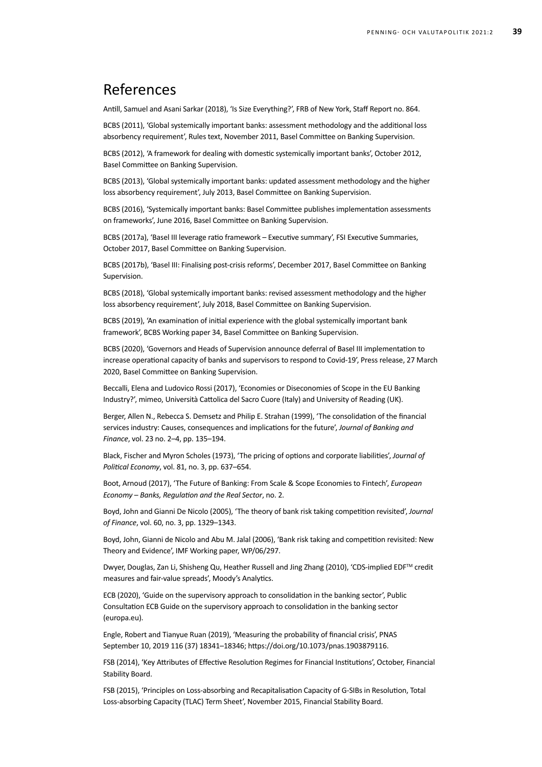# References

Antill, Samuel and Asani Sarkar (2018), 'Is Size Everything?', FRB of New York, Staff Report no. 864.

BCBS (2011), 'Global systemically important banks: assessment methodology and the additional loss absorbency requirement', Rules text, November 2011, Basel Committee on Banking Supervision.

BCBS (2012), 'A framework for dealing with domestic systemically important banks', October 2012, Basel Committee on Banking Supervision.

BCBS (2013), 'Global systemically important banks: updated assessment methodology and the higher loss absorbency requirement', July 2013, Basel Committee on Banking Supervision.

BCBS (2016), 'Systemically important banks: Basel Committee publishes implementation assessments on frameworks', June 2016, Basel Committee on Banking Supervision.

BCBS (2017a), 'Basel III leverage ratio framework – Executive summary', FSI Executive Summaries, October 2017, Basel Committee on Banking Supervision.

BCBS (2017b), 'Basel III: Finalising post-crisis reforms', December 2017, Basel Committee on Banking Supervision.

BCBS (2018), 'Global systemically important banks: revised assessment methodology and the higher loss absorbency requirement', July 2018, Basel Committee on Banking Supervision.

BCBS (2019), 'An examination of initial experience with the global systemically important bank framework', BCBS Working paper 34, Basel Committee on Banking Supervision.

BCBS (2020), 'Governors and Heads of Supervision announce deferral of Basel III implementation to increase operational capacity of banks and supervisors to respond to Covid-19', Press release, 27 March 2020, Basel Committee on Banking Supervision.

Beccalli, Elena and Ludovico Rossi (2017), 'Economies or Diseconomies of Scope in the EU Banking Industry?', mimeo, Università Cattolica del Sacro Cuore (Italy) and University of Reading (UK).

Berger, Allen N., Rebecca S. Demsetz and Philip E. Strahan (1999), 'The consolidation of the financial services industry: Causes, consequences and implications for the future', *Journal of Banking and Finance*, vol. 23 no. 2–4, pp. 135–194.

Black, Fischer and Myron Scholes (1973), 'The pricing of options and corporate liabilities', *Journal of Political Economy*, vol. 81, no. 3, pp. 637–654.

Boot, Arnoud (2017), 'The Future of Banking: From Scale & Scope Economies to Fintech', *European Economy – Banks, Regulation and the Real Sector*, no. 2.

Boyd, John and Gianni De Nicolo (2005), 'The theory of bank risk taking competition revisited', *Journal of Finance*, vol. 60, no. 3, pp. 1329–1343.

Boyd, John, Gianni de Nicolo and Abu M. Jalal (2006), 'Bank risk taking and competition revisited: New Theory and Evidence', IMF Working paper, WP/06/297.

Dwyer, Douglas, Zan Li, Shisheng Qu, Heather Russell and Jing Zhang (2010), 'CDS-implied EDF™ credit measures and fair-value spreads', Moody's Analytics.

ECB (2020), 'Guide on the supervisory approach to consolidation in the banking sector', Public Consultation ECB Guide on the supervisory approach to consolidation in the banking sector (europa.eu).

Engle, Robert and Tianyue Ruan (2019), 'Measuring the probability of financial crisis', PNAS September 10, 2019 116 (37) 18341–18346; https://doi.org/10.1073/pnas.1903879116.

FSB (2014), 'Key Attributes of Effective Resolution Regimes for Financial Institutions', October, Financial Stability Board.

FSB (2015), 'Principles on Loss-absorbing and Recapitalisation Capacity of G-SIBs in Resolution, Total Loss-absorbing Capacity (TLAC) Term Sheet', November 2015, Financial Stability Board.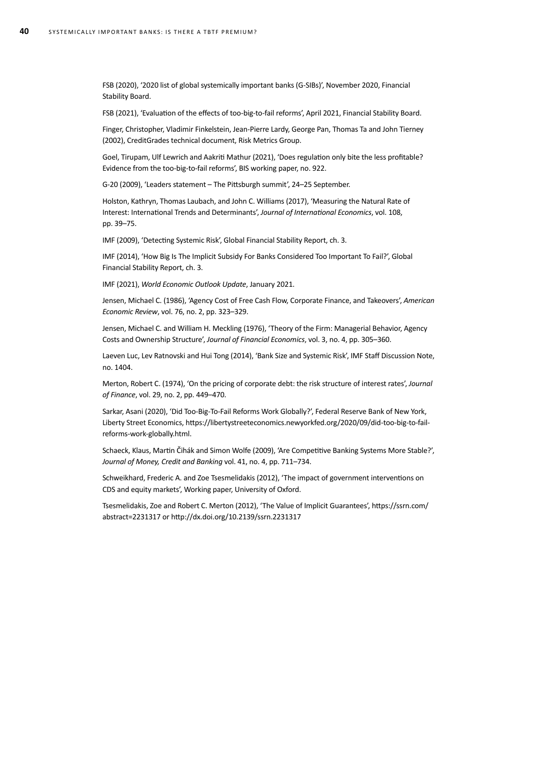FSB (2020), '2020 list of global systemically important banks (G-SIBs)', November 2020, Financial Stability Board.

FSB (2021), 'Evaluation of the effects of too-big-to-fail reforms', April 2021, Financial Stability Board.

Finger, Christopher, Vladimir Finkelstein, Jean-Pierre Lardy, George Pan, Thomas Ta and John Tierney (2002), CreditGrades technical document, Risk Metrics Group.

Goel, Tirupam, Ulf Lewrich and Aakriti Mathur (2021), 'Does regulation only bite the less profitable? Evidence from the too-big-to-fail reforms', BIS working paper, no. 922.

G-20 (2009), 'Leaders statement – The Pittsburgh summit', 24–25 September.

Holston, Kathryn, Thomas Laubach, and John C. Williams (2017), 'Measuring the Natural Rate of Interest: International Trends and Determinants', *Journal of International Economics*, vol. 108, pp. 39–75.

IMF (2009), 'Detecting Systemic Risk', Global Financial Stability Report, ch. 3.

IMF (2014), 'How Big Is The Implicit Subsidy For Banks Considered Too Important To Fail?', Global Financial Stability Report, ch. 3.

IMF (2021), *World Economic Outlook Update*, January 2021.

Jensen, Michael C. (1986), 'Agency Cost of Free Cash Flow, Corporate Finance, and Takeovers', *American Economic Review*, vol. 76, no. 2, pp. 323–329.

Jensen, Michael C. and William H. Meckling (1976), 'Theory of the Firm: Managerial Behavior, Agency Costs and Ownership Structure', *Journal of Financial Economics*, vol. 3, no. 4, pp. 305–360.

Laeven Luc, Lev Ratnovski and Hui Tong (2014), 'Bank Size and Systemic Risk', IMF Staff Discussion Note, no. 1404.

Merton, Robert C. (1974), 'On the pricing of corporate debt: the risk structure of interest rates', *Journal of Finance*, vol. 29, no. 2, pp. 449–470.

Sarkar, Asani (2020), 'Did Too-Big-To-Fail Reforms Work Globally?', Federal Reserve Bank of New York, Liberty Street Economics, https://libertystreeteconomics.newyorkfed.org/2020/09/did-too-big-to-fail-reforms-work-globally.html.

Schaeck, Klaus, Martin Čihák and Simon Wolfe (2009), 'Are Competitive Banking Systems More Stable?', *Journal of Money, Credit and Banking* vol. 41, no. 4, pp. 711–734.

Schweikhard, Frederic A. and Zoe Tsesmelidakis (2012), 'The impact of government interventions on CDS and equity markets', Working paper, University of Oxford.

Tsesmelidakis, Zoe and Robert C. Merton (2012), 'The Value of Implicit Guarantees', https://ssrn.com/abstract=2231317 or http://dx.doi.org/10.2139/ssrn.2231317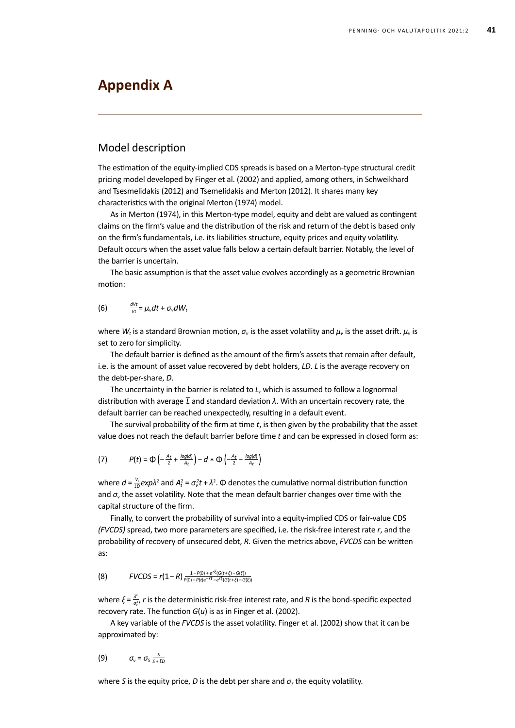# Appendix A

## Model description

The estimation of the equity-implied CDS spreads is based on a Merton-type structural credit pricing model developed by Finger et al. (2002) and applied, among others, in Schweikhard and Tsesmelidakis (2012) and Tsemelidakis and Merton (2012). It shares many key characteristics with the original Merton (1974) model.

As in Merton (1974), in this Merton-type model, equity and debt are valued as contingent claims on the firm's value and the distribution of the risk and return of the debt is based only on the firm's fundamentals, i.e. its liabilities structure, equity prices and equity volatility. Default occurs when the asset value falls below a certain default barrier. Notably, the level of the barrier is uncertain.

The basic assumption is that the asset value evolves accordingly as a geometric Brownian motion:

$$\text{(6)} \qquad \frac{dVt}{Vt} = \mu_v dt + \sigma_v dW_t$$

where $W_t$ is a standard Brownian motion, $\sigma_v$ is the asset volatility and $\mu_v$ is the asset drift. $\mu_v$ is set to zero for simplicity.

The default barrier is defined as the amount of the firm's assets that remain after default, i.e. is the amount of asset value recovered by debt holders, $LD$. $L$ is the average recovery on the debt-per-share, $D$.

The uncertainty in the barrier is related to $L$, which is assumed to follow a lognormal distribution with average $\overline{L}$ and standard deviation $\lambda$. With an uncertain recovery rate, the default barrier can be reached unexpectedly, resulting in a default event.

The survival probability of the firm at time $t$, is then given by the probability that the asset value does not reach the default barrier before time $t$ and can be expressed in closed form as:

$$\text{(7)} \qquad P(t) = \Phi\left(-\frac{A_t}{2} + \frac{log(d)}{A_t}\right) - d * \Phi\left(-\frac{A_t}{2} - \frac{log(d)}{A_t}\right)$$

where $d = \frac{V_0}{LD} exp\lambda^2$ and $A_t^2 = \sigma_v^2 t + \lambda^2$. $\Phi$ denotes the cumulative normal distribution function and $\sigma_v$ the asset volatility. Note that the mean default barrier changes over time with the capital structure of the firm.

Finally, to convert the probability of survival into a equity-implied CDS or fair-value CDS *(FVCDS)* spread, two more parameters are specified, i.e. the risk-free interest rate $r$, and the probability of recovery of unsecured debt, $R$. Given the metrics above, *FVCDS* can be written as:

$$\text{(8)} \qquad FVCDS = r(1 - R)\,\frac{1 - P(0) + e^{r\xi}(G(t+\xi) - G(\xi))}{P(0) - P(t)e^{-rt} - e^{r\xi}(G(t+\xi) - G(\xi))}$$

where $\xi = \frac{\lambda^2}{\sigma_v^2}$, $r$ is the deterministic risk-free interest rate, and $R$ is the bond-specific expected recovery rate. The function $G(u)$ is as in Finger et al. (2002).

A key variable of the *FVCDS* is the asset volatility. Finger et al. (2002) show that it can be approximated by:

$$\text{(9)} \qquad \sigma_v = \sigma_S \frac{S}{S + \overline{L}D}$$

where $S$ is the equity price, $D$ is the debt per share and $\sigma_S$ the equity volatility.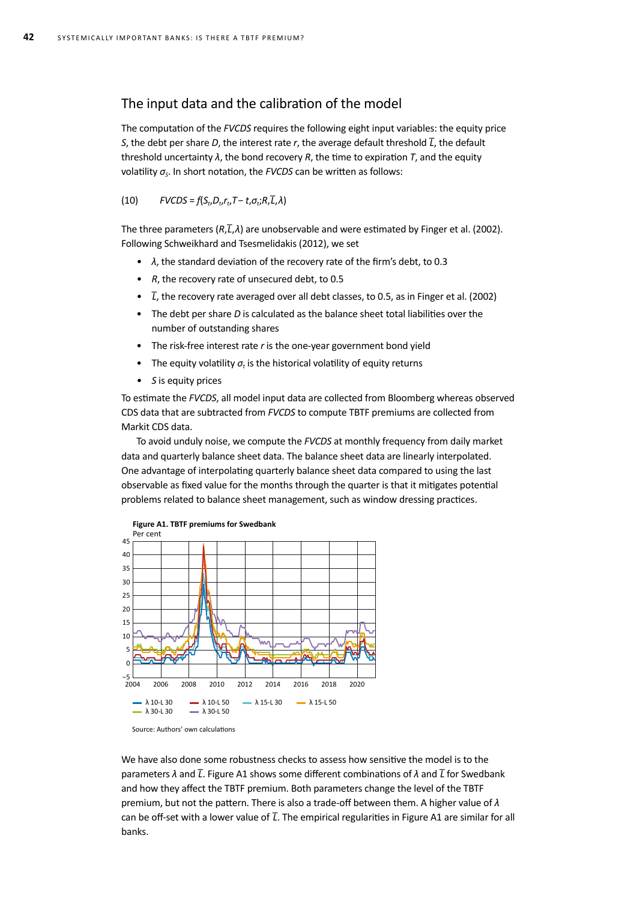## The input data and the calibration of the model

The computation of the *FVCDS* requires the following eight input variables: the equity price $S$, the debt per share $D$, the interest rate $r$, the average default threshold $\overline{L}$, the default threshold uncertainty $\lambda$, the bond recovery $R$, the time to expiration $T$, and the equity volatility $\sigma_S$. In short notation, the *FVCDS* can be written as follows:

$$(10) \qquad FVCDS = f(S_t, D_t, r_t, T - t, \sigma_t; R, \overline{L}, \lambda)$$

The three parameters $(R, \overline{L}, \lambda)$ are unobservable and were estimated by Finger et al. (2002). Following Schweikhard and Tsesmelidakis (2012), we set

- $\lambda$, the standard deviation of the recovery rate of the firm's debt, to 0.3
- $R$, the recovery rate of unsecured debt, to 0.5
- $\overline{L}$, the recovery rate averaged over all debt classes, to 0.5, as in Finger et al. (2002)
- The debt per share $D$ is calculated as the balance sheet total liabilities over the number of outstanding shares
- The risk-free interest rate $r$ is the one-year government bond yield
- The equity volatility $\sigma_t$ is the historical volatility of equity returns
- $S$ is equity prices

To estimate the *FVCDS*, all model input data are collected from Bloomberg whereas observed CDS data that are subtracted from *FVCDS* to compute TBTF premiums are collected from Markit CDS data.

To avoid unduly noise, we compute the *FVCDS* at monthly frequency from daily market data and quarterly balance sheet data. The balance sheet data are linearly interpolated. One advantage of interpolating quarterly balance sheet data compared to using the last observable as fixed value for the months through the quarter is that it mitigates potential problems related to balance sheet management, such as window dressing practices.

**Figure A1. TBTF premiums for Swedbank**

Per cent

Source: Authors' own calculations

We have also done some robustness checks to assess how sensitive the model is to the parameters $\lambda$ and $\overline{L}$. Figure A1 shows some different combinations of $\lambda$ and $\overline{L}$ for Swedbank and how they affect the TBTF premium. Both parameters change the level of the TBTF premium, but not the pattern. There is also a trade-off between them. A higher value of $\lambda$ can be off-set with a lower value of $\overline{L}$. The empirical regularities in Figure A1 are similar for all banks.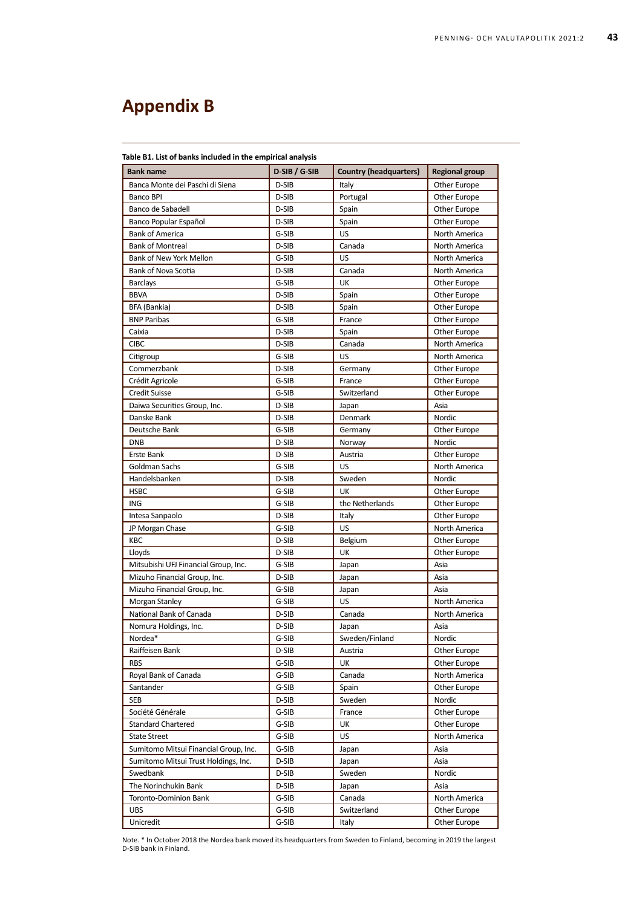# Appendix B

**Table B1. List of banks included in the empirical analysis**

| Bank name | D-SIB / G-SIB | Country (headquarters) | Regional group |
|---|---|---|---|
| Banca Monte dei Paschi di Siena | D-SIB | Italy | Other Europe |
| Banco BPI | D-SIB | Portugal | Other Europe |
| Banco de Sabadell | D-SIB | Spain | Other Europe |
| Banco Popular Español | D-SIB | Spain | Other Europe |
| Bank of America | G-SIB | US | North America |
| Bank of Montreal | D-SIB | Canada | North America |
| Bank of New York Mellon | G-SIB | US | North America |
| Bank of Nova Scotia | D-SIB | Canada | North America |
| Barclays | G-SIB | UK | Other Europe |
| BBVA | D-SIB | Spain | Other Europe |
| BFA (Bankia) | D-SIB | Spain | Other Europe |
| BNP Paribas | G-SIB | France | Other Europe |
| Caixia | D-SIB | Spain | Other Europe |
| CIBC | D-SIB | Canada | North America |
| Citigroup | G-SIB | US | North America |
| Commerzbank | D-SIB | Germany | Other Europe |
| Crédit Agricole | G-SIB | France | Other Europe |
| Credit Suisse | G-SIB | Switzerland | Other Europe |
| Daiwa Securities Group, Inc. | D-SIB | Japan | Asia |
| Danske Bank | D-SIB | Denmark | Nordic |
| Deutsche Bank | G-SIB | Germany | Other Europe |
| DNB | D-SIB | Norway | Nordic |
| Erste Bank | D-SIB | Austria | Other Europe |
| Goldman Sachs | G-SIB | US | North America |
| Handelsbanken | D-SIB | Sweden | Nordic |
| HSBC | G-SIB | UK | Other Europe |
| ING | G-SIB | the Netherlands | Other Europe |
| Intesa Sanpaolo | D-SIB | Italy | Other Europe |
| JP Morgan Chase | G-SIB | US | North America |
| KBC | D-SIB | Belgium | Other Europe |
| Lloyds | D-SIB | UK | Other Europe |
| Mitsubishi UFJ Financial Group, Inc. | G-SIB | Japan | Asia |
| Mizuho Financial Group, Inc. | D-SIB | Japan | Asia |
| Mizuho Financial Group, Inc. | G-SIB | Japan | Asia |
| Morgan Stanley | G-SIB | US | North America |
| National Bank of Canada | D-SIB | Canada | North America |
| Nomura Holdings, Inc. | D-SIB | Japan | Asia |
| Nordea* | G-SIB | Sweden/Finland | Nordic |
| Raiffeisen Bank | D-SIB | Austria | Other Europe |
| RBS | G-SIB | UK | Other Europe |
| Royal Bank of Canada | G-SIB | Canada | North America |
| Santander | G-SIB | Spain | Other Europe |
| SEB | D-SIB | Sweden | Nordic |
| Société Générale | G-SIB | France | Other Europe |
| Standard Chartered | G-SIB | UK | Other Europe |
| State Street | G-SIB | US | North America |
| Sumitomo Mitsui Financial Group, Inc. | G-SIB | Japan | Asia |
| Sumitomo Mitsui Trust Holdings, Inc. | D-SIB | Japan | Asia |
| Swedbank | D-SIB | Sweden | Nordic |
| The Norinchukin Bank | D-SIB | Japan | Asia |
| Toronto-Dominion Bank | G-SIB | Canada | North America |
| UBS | G-SIB | Switzerland | Other Europe |
| Unicredit | G-SIB | Italy | Other Europe |

Note. * In October 2018 the Nordea bank moved its headquarters from Sweden to Finland, becoming in 2019 the largest D-SIB bank in Finland.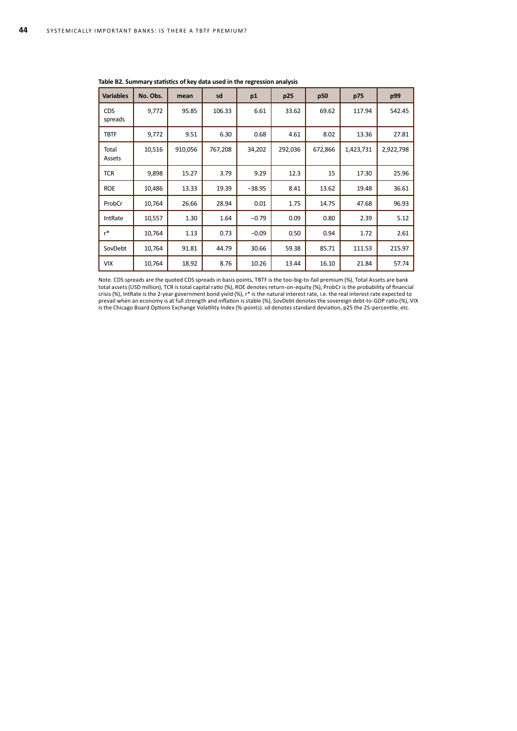**Table B2. Summary statistics of key data used in the regression analysis**

| Variables | No. Obs. | mean | sd | p1 | p25 | p50 | p75 | p99 |
|---|---|---|---|---|---|---|---|---|
| CDS spreads | 9,772 | 95.85 | 106.33 | 6.61 | 33.62 | 69.62 | 117.94 | 542.45 |
| TBTF | 9,772 | 9.51 | 6.30 | 0.68 | 4.61 | 8.02 | 13.36 | 27.81 |
| Total Assets | 10,516 | 910,056 | 767,208 | 34,202 | 292,036 | 672,866 | 1,423,731 | 2,922,798 |
| TCR | 9,898 | 15.27 | 3.79 | 9.29 | 12.3 | 15 | 17.30 | 25.96 |
| ROE | 10,486 | 13.33 | 19.39 | −38.95 | 8.41 | 13.62 | 19.48 | 36.61 |
| ProbCr | 10,764 | 26.66 | 28.94 | 0.01 | 1.75 | 14.75 | 47.68 | 96.93 |
| IntRate | 10,557 | 1.30 | 1.64 | −0.79 | 0.09 | 0.80 | 2.39 | 5.12 |
| r* | 10,764 | 1.13 | 0.73 | −0.09 | 0.50 | 0.94 | 1.72 | 2.61 |
| SovDebt | 10,764 | 91.81 | 44.79 | 30.66 | 59.38 | 85.71 | 111.53 | 215.97 |
| VIX | 10,764 | 18.92 | 8.76 | 10.26 | 13.44 | 16.10 | 21.84 | 57.74 |

Note. CDS spreads are the quoted CDS spreads in basis points, TBTF is the too-big-to-fail premium (%), Total Assets are bank total assets (USD million), TCR is total capital ratio (%), ROE denotes return-on-equity (%), ProbCr is the probability of financial crisis (%), IntRate is the 2-year government bond yield (%), r* is the natural interest rate, i.e. the real interest rate expected to prevail when an economy is at full strength and inflation is stable (%), SovDebt denotes the sovereign debt-to-GDP ratio (%), VIX is the Chicago Board Options Exchange Volatility Index (%-points). sd denotes standard deviation, p25 the 25-percentile, etc.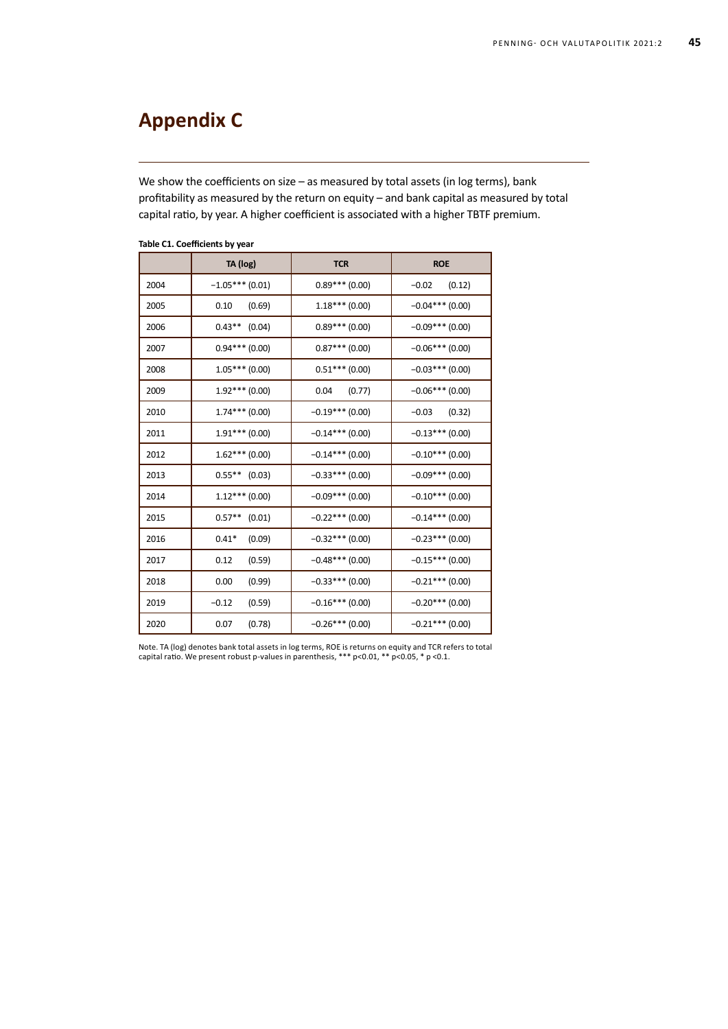# Appendix C

We show the coefficients on size – as measured by total assets (in log terms), bank profitability as measured by the return on equity – and bank capital as measured by total capital ratio, by year. A higher coefficient is associated with a higher TBTF premium.

**Table C1. Coefficients by year**

| | TA (log) | TCR | ROE |
|---|---|---|---|
| 2004 | −1.05*** (0.01) | 0.89*** (0.00) | −0.02 (0.12) |
| 2005 | 0.10 (0.69) | 1.18*** (0.00) | −0.04*** (0.00) |
| 2006 | 0.43** (0.04) | 0.89*** (0.00) | −0.09*** (0.00) |
| 2007 | 0.94*** (0.00) | 0.87*** (0.00) | −0.06*** (0.00) |
| 2008 | 1.05*** (0.00) | 0.51*** (0.00) | −0.03*** (0.00) |
| 2009 | 1.92*** (0.00) | 0.04 (0.77) | −0.06*** (0.00) |
| 2010 | 1.74*** (0.00) | −0.19*** (0.00) | −0.03 (0.32) |
| 2011 | 1.91*** (0.00) | −0.14*** (0.00) | −0.13*** (0.00) |
| 2012 | 1.62*** (0.00) | −0.14*** (0.00) | −0.10*** (0.00) |
| 2013 | 0.55** (0.03) | −0.33*** (0.00) | −0.09*** (0.00) |
| 2014 | 1.12*** (0.00) | −0.09*** (0.00) | −0.10*** (0.00) |
| 2015 | 0.57** (0.01) | −0.22*** (0.00) | −0.14*** (0.00) |
| 2016 | 0.41* (0.09) | −0.32*** (0.00) | −0.23*** (0.00) |
| 2017 | 0.12 (0.59) | −0.48*** (0.00) | −0.15*** (0.00) |
| 2018 | 0.00 (0.99) | −0.33*** (0.00) | −0.21*** (0.00) |
| 2019 | −0.12 (0.59) | −0.16*** (0.00) | −0.20*** (0.00) |
| 2020 | 0.07 (0.78) | −0.26*** (0.00) | −0.21*** (0.00) |

Note. TA (log) denotes bank total assets in log terms, ROE is returns on equity and TCR refers to total capital ratio. We present robust p-values in parenthesis, *** $p<0.01$, ** $p<0.05$, * $p<0.1$.